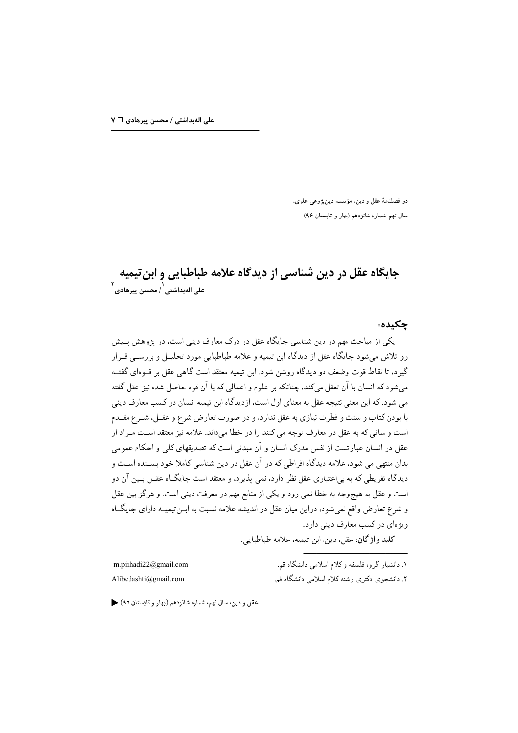دو فصلنامهٔ عقل و دین، مؤسسه دین‌پژوهی علوی،
سال نهم، شماره شانزدهم (بهار و تابستان ۹۶)

# جایگاه عقل در دین شناسی از دیدگاه علامه طباطبایی و ابن‌تیمیه

علی الهبداشتی[۱] / محسن پیرهادی[۲]

## چکیده:

یکی از مباحث مهم در دین شناسی جایگاه عقل در درک معارف دینی است، در پژوهش پیش رو تلاش می‌شود جایگاه عقل از دیدگاه ابن تیمیه و علامه طباطبایی مورد تحلیل و بررسی قرار گیرد، تا نقاط قوت وضعف دو دیدگاه روشن شود. ابن تیمیه معتقد است گاهی عقل بر قوه‌ای گفته می‌شود که انسان با آن تعقل می‌کند، چنانکه بر علوم و اعمالی که با آن قوه حاصل شده نیز عقل گفته می شود. که این معنی نتیجه عقل به معنای اول است، ازدیدگاه ابن تیمیه انسان در کسب معارف دینی با بودن کتاب و سنت و فطرت نیازی به عقل ندارد، و در صورت تعارض شرع و عقل، شرع مقدم است و سانی که به عقل در معارف توجه می کنند را در خطا می‌داند. علامه نیز معتقد است مراد از عقل در انسان عبارتست از نفس مدرک انسان و آن مبدئی است که تصدیقهای کلی و احکام عمومی بدان منتهی می شود، علامه دیدگاه افراطی که در آن عقل در دین شناسی کاملا خود بسنده است و دیدگاه تفریطی که به بی‌اعتباری عقل نظر دارد، نمی پذیرد، و معتقد است جایگاه عقل بین آن دو است و عقل به هیچ‌وجه به خطا نمی رود و یکی از منابع مهم در معرفت دینی است. و هرگز بین عقل و شرع تعارض واقع نمی‌شود، دراین میان عقل در اندیشه علامه نسبت به ابن‌تیمیه دارای جایگاه ویژه‌ای در کسب معارف دینی دارد.

**کلید واژگان:** عقل، دین، ابن تیمیه، علامه طباطبایی.

---

۱. دانشیار گروه فلسفه و کلام اسلامی دانشگاه قم. m.pirhadi22@gmail.com

۲. دانشجوی دکتری رشته کلام اسلامی دانشگاه قم. Alibedashti@gmail.com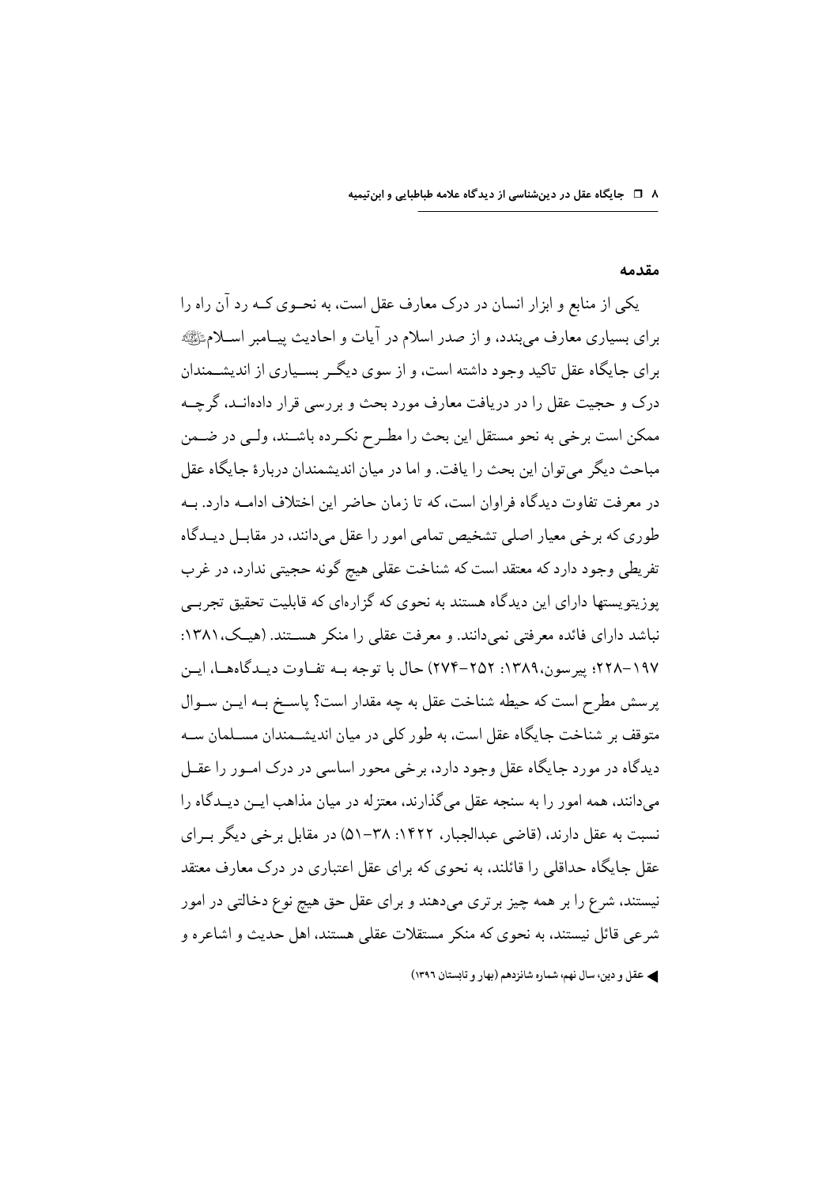## مقدمه

یکی از منابع و ابزار انسان در درک معارف عقل است، به نحوی که رد آن راه را برای بسیاری معارف می‌بندد، و از صدر اسلام در آیات و احادیث پیامبر اسلام ﷺ برای جایگاه عقل تاکید وجود داشته است، و از سوی دیگر بسیاری از اندیشمندان درک و حجیت عقل را در دریافت معارف مورد بحث و بررسی قرار داده‌اند، گرچه ممکن است برخی به نحو مستقل این بحث را مطرح نکرده باشند، ولی در ضمن مباحث دیگر می‌توان این بحث را یافت. و اما در میان اندیشمندان دربارۀ جایگاه عقل در معرفت تفاوت دیدگاه فراوان است، که تا زمان حاضر این اختلاف ادامه دارد. به طوری که برخی معیار اصلی تشخیص تمامی امور را عقل می‌دانند، در مقابل دیدگاه تفریطی وجود دارد که معتقد است که شناخت عقلی هیچ گونه حجیتی ندارد، در غرب پوزیتویستها دارای این دیدگاه هستند به نحوی که گزاره‌ای که قابلیت تحقیق تجربی نباشد دارای فائده معرفتی نمی‌دانند. و معرفت عقلی را منکر هستند. (هیک،۱۳۸۱: ۱۹۷–۲۲۸؛ پیرسون،۱۳۸۹: ۲۵۲–۲۷۴) حال با توجه به تفاوت دیدگاه‌ها، این پرسش مطرح است که حیطه شناخت عقل به چه مقدار است؟ پاسخ به این سوال متوقف بر شناخت جایگاه عقل است، به طور کلی در میان اندیشمندان مسلمان سه دیدگاه در مورد جایگاه عقل وجود دارد، برخی محور اساسی در درک امور را عقل می‌دانند، همه امور را به سنجه عقل می‌گذارند، معتزله در میان مذاهب این دیدگاه را نسبت به عقل دارند، (قاضی عبدالجبار، ۱۴۲۲: ۳۸–۵۱) در مقابل برخی دیگر برای عقل جایگاه حداقلی را قائلند، به نحوی که برای عقل اعتباری در درک معارف معتقد نیستند، شرع را بر همه چیز برتری می‌دهند و برای عقل حق هیچ نوع دخالتی در امور شرعی قائل نیستند، به نحوی که منکر مستقلات عقلی هستند، اهل حدیث و اشاعره و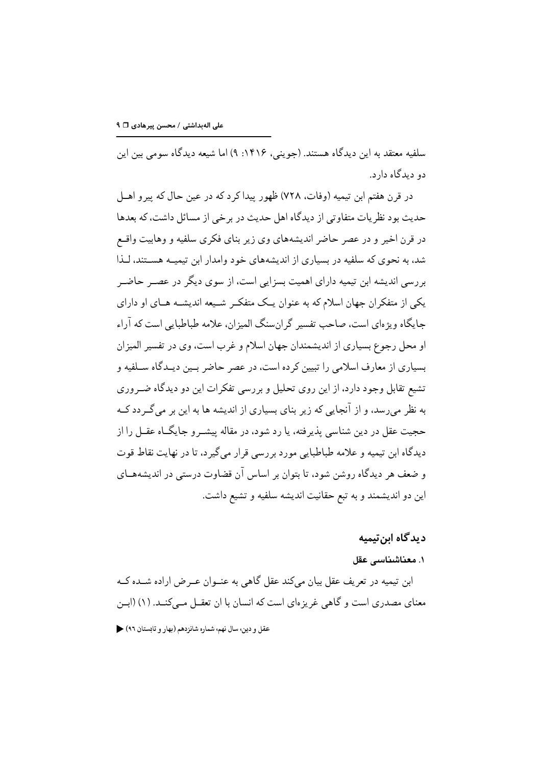سلفیه معتقد به این دیدگاه هستند. (جوینی، ۱۴۱۶: ۹) اما شیعه دیدگاه سومی بین این دو دیدگاه دارد.

در قرن هفتم ابن تیمیه (وفات، ۷۲۸) ظهور پیدا کرد که در عین حال که پیرو اهل حدیث بود نظریات متفاوتی از دیدگاه اهل حدیث در برخی از مسائل داشت، که بعدها در قرن اخیر و در عصر حاضر اندیشه‌های وی زیر بنای فکری سلفیه و وهابیت واقع شد، به نحوی که سلفیه در بسیاری از اندیشه‌های خود وامدار ابن تیمیه هستند، لذا بررسی اندیشه ابن تیمیه دارای اهمیت بسزایی است، از سوی دیگر در عصر حاضر یکی از متفکران جهان اسلام که به عنوان یک متفکر شیعه اندیشه های او دارای جایگاه ویژه‌ای است، صاحب تفسیر گران‌سنگ المیزان، علامه طباطبایی است که آراء او محل رجوع بسیاری از اندیشمندان جهان اسلام و غرب است، وی در تفسیر المیزان بسیاری از معارف اسلامی را تبیین کرده است، در عصر حاضر بین دیدگاه سلفیه و تشیع تقابل وجود دارد، از این روی تحلیل و بررسی تفکرات این دو دیدگاه ضروری به نظر می‌رسد، و از آنجایی که زیر بنای بسیاری از اندیشه ها به این بر می‌گردد که حجیت عقل در دین شناسی پذیرفته، یا رد شود، در مقاله پیشرو جایگاه عقل را از دیدگاه ابن تیمیه و علامه طباطبایی مورد بررسی قرار می‌گیرد، تا در نهایت نقاط قوت و ضعف هر دیدگاه روشن شود، تا بتوان بر اساس آن قضاوت درستی در اندیشه‌های این دو اندیشمند و به تبع حقانیت اندیشه سلفیه و تشیع داشت.

## دیدگاه ابن‌تیمیه

### ۱. معناشناسی عقل

ابن تیمیه در تعریف عقل بیان می‌کند عقل گاهی به عنوان عرض اراده شده که معنای مصدری است و گاهی غریزه‌ای است که انسان با ان تعقل می‌کند. (۱) (ابن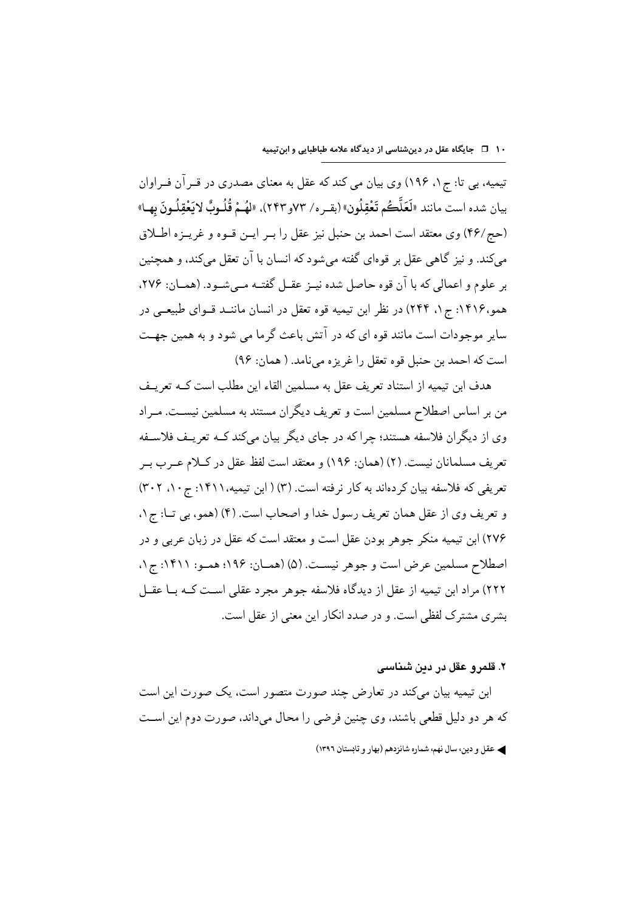تیمیه، بی تا: ج۱، ۱۹۶) وی بیان می کند که عقل به معنای مصدری در قـرآن فـراوان بیان شده است مانند «**لَعَلَّكُم تَعْقِلُون**» (بقـره/ ۷۳و۲۴۳)، «**لهُمْ قُلُوبٌ لايَعْقِلُونَ بِها**» (حج/۴۶) وی معتقد است احمد بن حنبل نیز عقل را بـر ایـن قـوه و غریـزه اطـلاق می‌کند. و نیز گاهی عقل بر قوه‌ای گفته می‌شود که انسان با آن تعقل می‌کند، و همچنین بر علوم و اعمالی که با آن قوه حاصل شده نیـز عقـل گفتـه مـی‌شـود. (همـان: ۲۷۶، همو،۱۴۱۶: ج۱، ۲۴۴) در نظر ابن تیمیه قوه تعقل در انسان ماننـد قـوای طبیعـی در سایر موجودات است مانند قوه ای که در آتش باعث گرما می شود و به همین جهـت است که احمد بن حنبل قوه تعقل را غریزه می‌نامد. ( همان: ۹۶)

هدف ابن تیمیه از استناد تعریف عقل به مسلمین القاء این مطلب است کـه تعریـف من بر اساس اصطلاح مسلمین است و تعریف دیگران مستند به مسلمین نیسـت. مـراد وی از دیگران فلاسفه هستند؛ چرا که در جای دیگر بیان می‌کند کـه تعریـف فلاسـفه تعریف مسلمانان نیست. (۲) (همان: ۱۹۶) و معتقد است لفظ عقل در کـلام عـرب بـر تعریفی که فلاسفه بیان کرده‌اند به کار نرفته است. (۳) ( ابن تیمیه،۱۴۱۱: ج۱۰، ۳۰۲) و تعریف وی از عقل همان تعریف رسول خدا و اصحاب است. (۴) (همو، بی تـا: ج۱، ۲۷۶) ابن تیمیه منکر جوهر بودن عقل است و معتقد است که عقل در زبان عربی و در اصطلاح مسلمین عرض است و جوهر نیسـت. (۵) (همـان: ۱۹۶؛ همـو: ۱۴۱۱: ج۱، ۲۲۲) مراد ابن تیمیه از عقل از دیدگاه فلاسفه جوهر مجرد عقلی اسـت کـه بـا عقـل بشری مشترک لفظی است. و در صدد انکار این معنی از عقل است.

## ۲. قلمرو عقل در دین شناسی

ابن تیمیه بیان می‌کند در تعارض چند صورت متصور است، یک صورت این است که هر دو دلیل قطعی باشند، وی چنین فرضی را محال می‌داند، صورت دوم این اسـت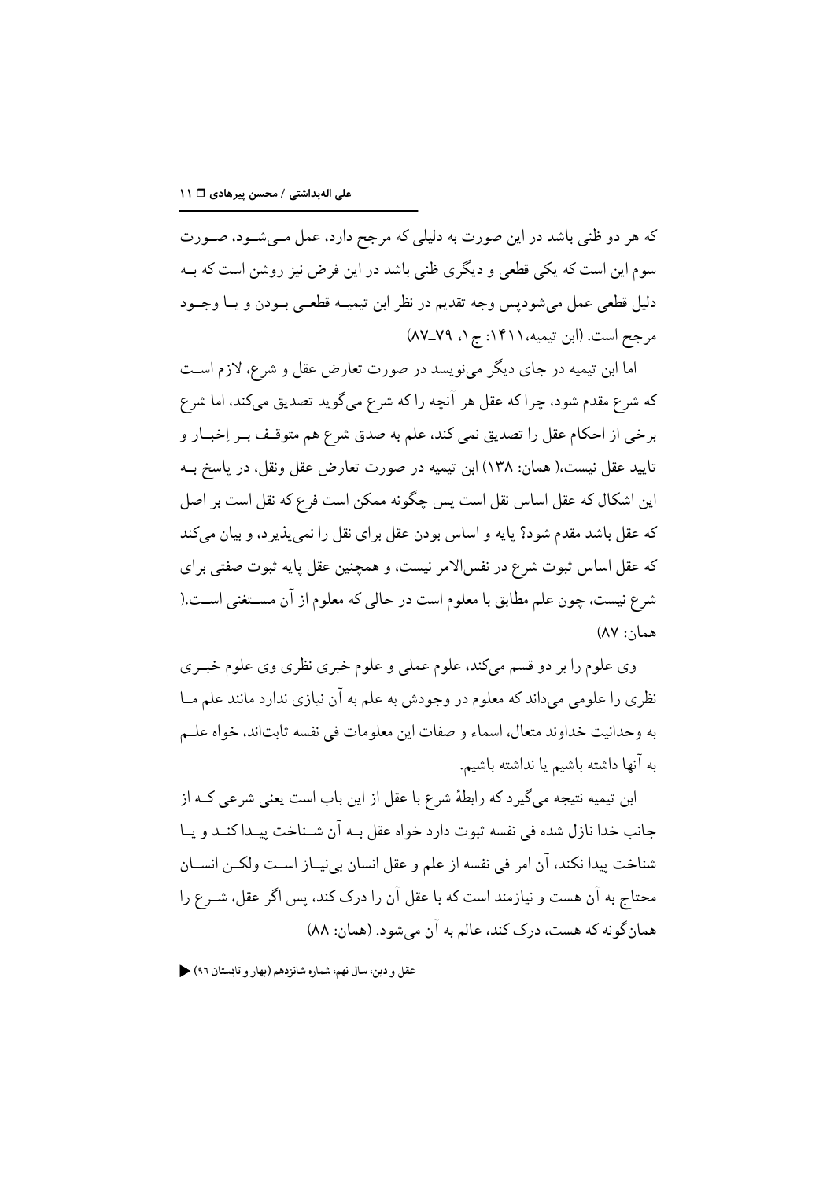که هر دو ظنی باشد در این صورت به دلیلی که مرجح دارد، عمل مـی‌شـود، صـورت سوم این است که یکی قطعی و دیگری ظنی باشد در این فرض نیز روشن است که بـه دلیل قطعی عمل می‌شودپس وجه تقدیم در نظر ابن تیمیـه قطعـی بـودن و یـا وجـود مرجح است. (ابن تیمیه، ۱۴۱۱: ج ۱، ۷۹ـ۸۷)

اما ابن تیمیه در جای دیگر می‌نویسد در صورت تعارض عقل و شرع، لازم اسـت که شرع مقدم شود، چرا که عقل هر آنچه را که شرع می‌گوید تصدیق می‌کند، اما شرع برخی از احکام عقل را تصدیق نمی کند، علم به صدق شرع هم متوقـف بـر اِخبـار و تایید عقل نیست،( همان: ۱۳۸) ابن تیمیه در صورت تعارض عقل ونقل، در پاسخ بـه این اشکال که عقل اساس نقل است پس چگونه ممکن است فرع که نقل است بر اصل که عقل باشد مقدم شود؟ پایه و اساس بودن عقل برای نقل را نمی‌پذیرد، و بیان می‌کند که عقل اساس ثبوت شرع در نفس‌الامر نیست، و همچنین عقل پایه ثبوت صفتی برای شرع نیست، چون علم مطابق با معلوم است در حالی که معلوم از آن مسـتغنی اسـت.( همان: ۸۷)

وی علوم را بر دو قسم می‌کند، علوم عملی و علوم خبری نظری وی علوم خبـری نظری را علومی می‌داند که معلوم در وجودش به علم به آن نیازی ندارد مانند علم مـا به وحدانیت خداوند متعال، اسماء و صفات این معلومات فی نفسه ثابت‌اند، خواه علـم به آنها داشته باشیم یا نداشته باشیم.

ابن تیمیه نتیجه می‌گیرد که رابطهٔ شرع با عقل از این باب است یعنی شرعی کـه از جانب خدا نازل شده فی نفسه ثبوت دارد خواه عقل بـه آن شـناخت پیـدا کنـد و یـا شناخت پیدا نکند، آن امر فی نفسه از علم و عقل انسان بی‌نیـاز اسـت ولکـن انسـان محتاج به آن هست و نیازمند است که با عقل آن را درک کند، پس اگر عقل، شـرع را همان‌گونه که هست، درک کند، عالم به آن می‌شود. (همان: ۸۸)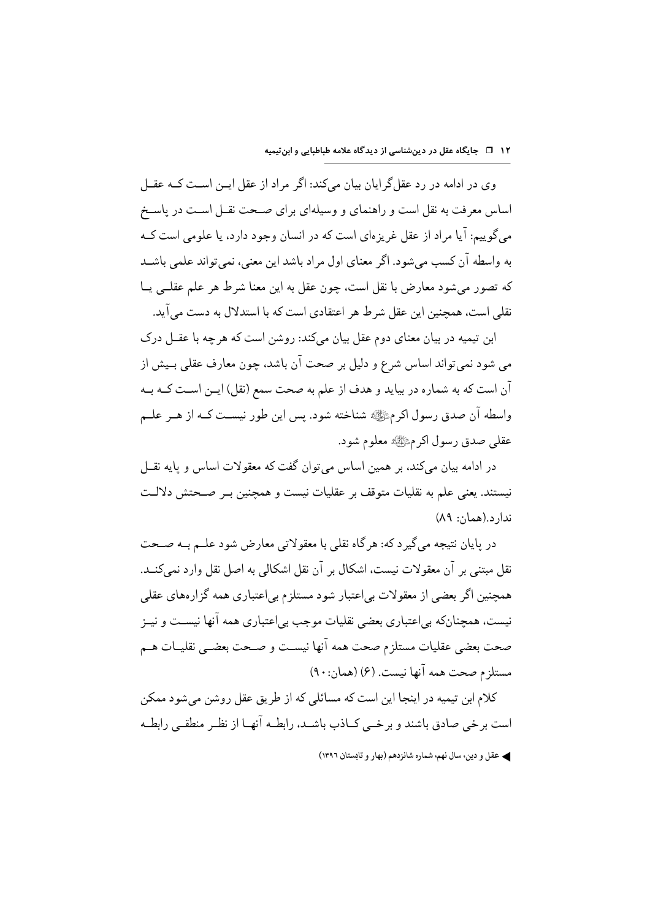وی در ادامه در رد عقل‌گرایان بیان می‌کند: اگر مراد از عقل این است که عقل اساس معرفت به نقل است و راهنمای و وسیله‌ای برای صحت نقل است در پاسخ می‌گوییم: آیا مراد از عقل غریزه‌ای است که در انسان وجود دارد، یا علومی است که به واسطه آن کسب می‌شود. اگر معنای اول مراد باشد این معنی، نمی‌تواند علمی باشد که تصور می‌شود معارض با نقل است، چون عقل به این معنا شرط هر علم عقلی یا نقلی است، همچنین این عقل شرط هر اعتقادی است که با استدلال به دست می‌آید.

ابن تیمیه در بیان معنای دوم عقل بیان می‌کند: روشن است که هرچه با عقل درک می شود نمی‌تواند اساس شرع و دلیل بر صحت آن باشد، چون معارف عقلی بیش از آن است که به شماره در بیاید و هدف از علم به صحت سمع (نقل) این است که به واسطه آن صدق رسول اکرم ﷺ شناخته شود. پس این طور نیست که از هر علم عقلی صدق رسول اکرم ﷺ معلوم شود.

در ادامه بیان می‌کند، بر همین اساس می‌توان گفت که معقولات اساس و پایه نقل نیستند. یعنی علم به نقلیات متوقف بر عقلیات نیست و همچنین بر صحتش دلالت ندارد.(همان: ۸۹)

در پایان نتیجه می‌گیرد که: هرگاه نقلی با معقولاتی معارض شود علم به صحت نقل مبتنی بر آن معقولات نیست، اشکال بر آن نقل اشکالی به اصل نقل وارد نمی‌کند. همچنین اگر بعضی از معقولات بی‌اعتبار شود مستلزم بی‌اعتباری همه گزاره‌های عقلی نیست، همچنانکه بی‌اعتباری بعضی نقلیات موجب بی‌اعتباری همه آنها نیست و نیز صحت بعضی عقلیات مستلزم صحت همه آنها نیست و صحت بعضی نقلیات هم مستلزم صحت همه آنها نیست. (۶) (همان: ۹۰)

کلام ابن تیمیه در اینجا این است که مسائلی که از طریق عقل روشن می‌شود ممکن است برخی صادق باشند و برخی کاذب باشد، رابطه آنها از نظر منطقی رابطه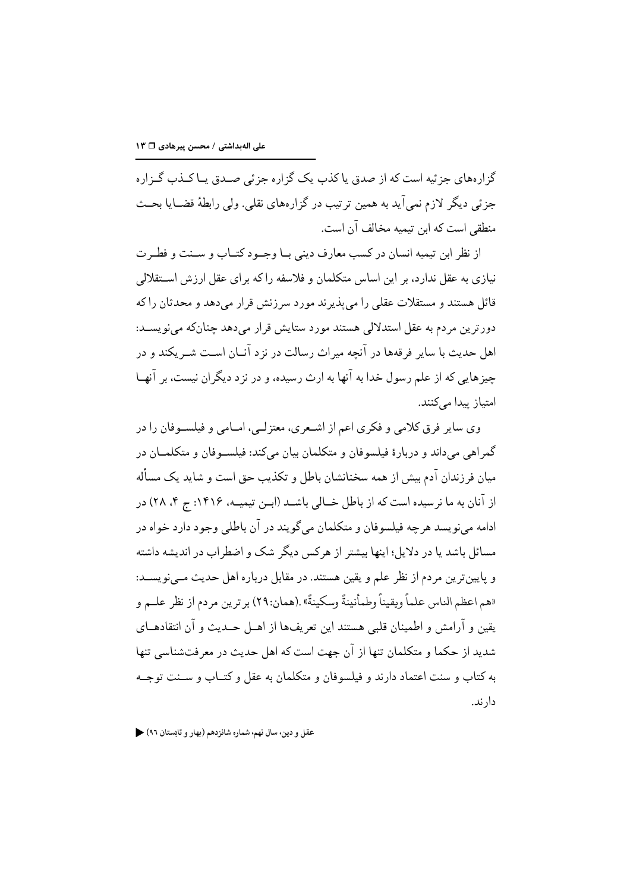گزاره‌های جزئیه است که از صدق یا کذب یک گزاره جزئی صدق یا کذب گزاره جزئی دیگر لازم نمی‌آید به همین ترتیب در گزاره‌های نقلی. ولی رابطهٔ قضایا بحث منطقی است که ابن تیمیه مخالف آن است.

از نظر ابن تیمیه انسان در کسب معارف دینی با وجود کتاب و سنت و فطرت نیازی به عقل ندارد، بر این اساس متکلمان و فلاسفه را که برای عقل ارزش استقلالی قائل هستند و مستقلات عقلی را می‌پذیرند مورد سرزنش قرار می‌دهد و محدثان را که دورترین مردم به عقل استدلالی هستند مورد ستایش قرار می‌دهد چنان‌که می‌نویسد: اهل حدیث با سایر فرقه‌ها در آنچه میراث رسالت در نزد آنان است شریکند و در چیزهایی که از علم رسول خدا به آنها به ارث رسیده، و در نزد دیگران نیست، بر آنها امتیاز پیدا می‌کنند.

وی سایر فرق کلامی و فکری اعم از اشعری، معتزلی، امامی و فیلسوفان را در گمراهی می‌داند و دربارهٔ فیلسوفان و متکلمان بیان می‌کند: فیلسوفان و متکلمان در میان فرزندان آدم بیش از همه سخنانشان باطل و تکذیب حق است و شاید یک مسأله از آنان به ما نرسیده است که از باطل خالی باشد (ابن تیمیه، ۱۴۱۶: ج ۴، ۲۸) در ادامه می‌نویسد هرچه فیلسوفان و متکلمان می‌گویند در آن باطلی وجود دارد خواه در مسائل باشد یا در دلایل؛ اینها بیشتر از هرکس دیگر شک و اضطراب در اندیشه داشته و پایین‌ترین مردم از نظر علم و یقین هستند. در مقابل درباره اهل حدیث می‌نویسد: «هم اعظم الناس علماً ویقیناً وطمأنینةً وسکینةً» .(همان:۲۹) برترین مردم از نظر علم و یقین و آرامش و اطمینان قلبی هستند این تعریف‌ها از اهل حدیث و آن انتقادهای شدید از حکما و متکلمان تنها از آن جهت است که اهل حدیث در معرفت‌شناسی تنها به کتاب و سنت اعتماد دارند و فیلسوفان و متکلمان به عقل و کتاب و سنت توجه دارند.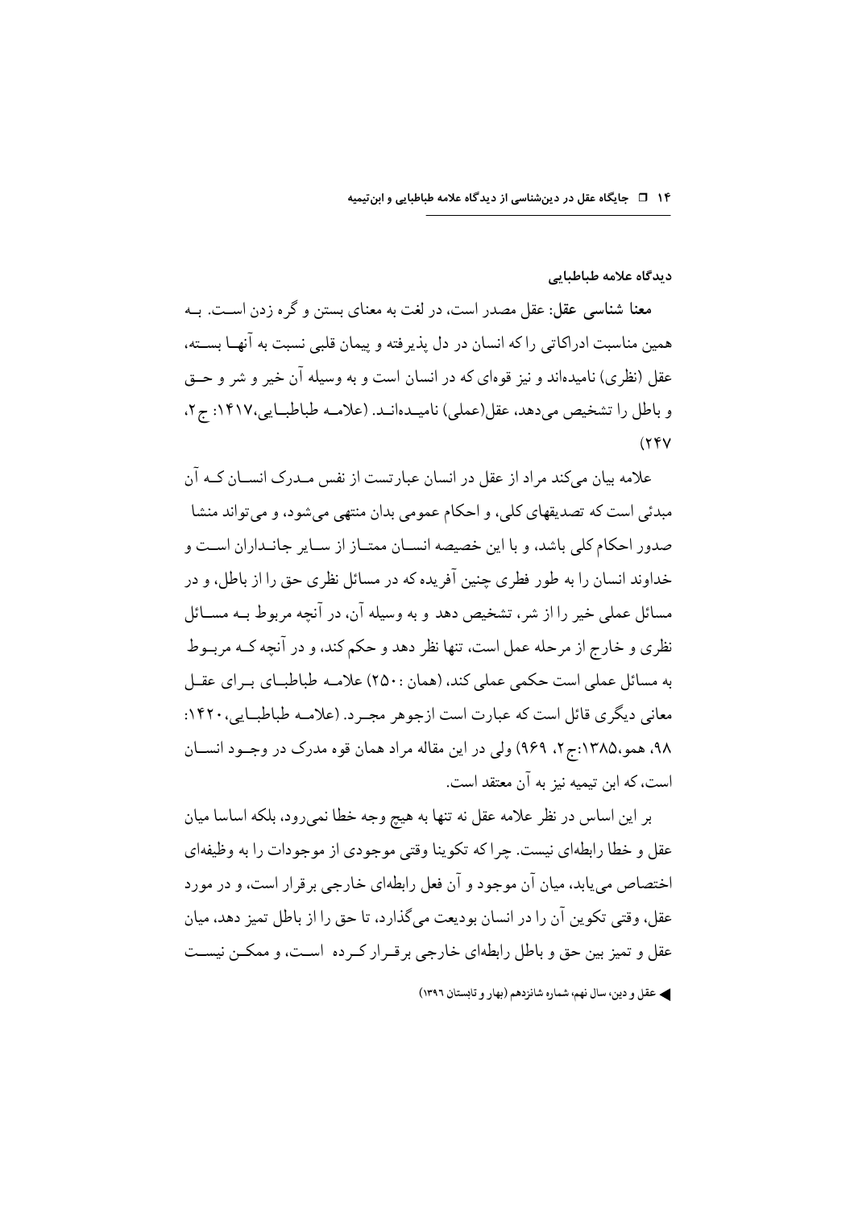### دیدگاه علامه طباطبایی

**معنا شناسی عقل**: عقل مصدر است، در لغت به معنای بستن و گره زدن اسـت. بـه همین مناسبت ادراکاتی را که انسان در دل پذیرفته و پیمان قلبی نسبت به آنهـا بسـته، عقل (نظری) نامیده‌اند و نیز قوه‌ای که در انسان است و به وسیله آن خیر و شر و حـق و باطل را تشخیص می‌دهد، عقل(عملی) نامیـده‌انـد. (علامـه طباطبـایی،۱۴۱۷: ج۲، ۲۴۷)

علامه بیان می‌کند مراد از عقل در انسان عبارتست از نفس مـدرک انسـان کـه آن مبدئی است که تصدیقهای کلی، و احکام عمومی بدان منتهی می‌شود، و می‌تواند منشا صدور احکام کلی باشد، و با این خصیصه انسـان ممتـاز از سـایر جانـداران اسـت و خداوند انسان را به طور فطری چنین آفریده که در مسائل نظری حق را از باطل، و در مسائل عملی خیر را از شر، تشخیص دهد و به وسیله آن، در آنچه مربوط بـه مسـائل نظری و خارج از مرحله عمل است، تنها نظر دهد و حکم کند، و در آنچه کـه مربـوط به مسائل عملی است حکمی عملی کند، (همان :۲۵۰) علامـه طباطبـای بـرای عقـل معانی دیگری قائل است که عبارت است ازجوهر مجـرد. (علامـه طباطبـایی،۱۴۲۰: ۹۸، همو،۱۳۸۵:ج۲، ۹۶۹) ولی در این مقاله مراد همان قوه مدرک در وجـود انسـان است، که ابن تیمیه نیز به آن معتقد است.

بر این اساس در نظر علامه عقل نه تنها به هیچ وجه خطا نمی‌رود، بلکه اساسا میان عقل و خطا رابطه‌ای نیست. چرا که تکوینا وقتی موجودی از موجودات را به وظیفه‌ای اختصاص می‌یابد، میان آن موجود و آن فعل رابطه‌ای خارجی برقرار است، و در مورد عقل، وقتی تکوین آن را در انسان بودیعت می‌گذارد، تا حق را از باطل تمیز دهد، میان عقل و تمیز بین حق و باطل رابطه‌ای خارجی برقـرار کـرده اسـت، و ممکـن نیسـت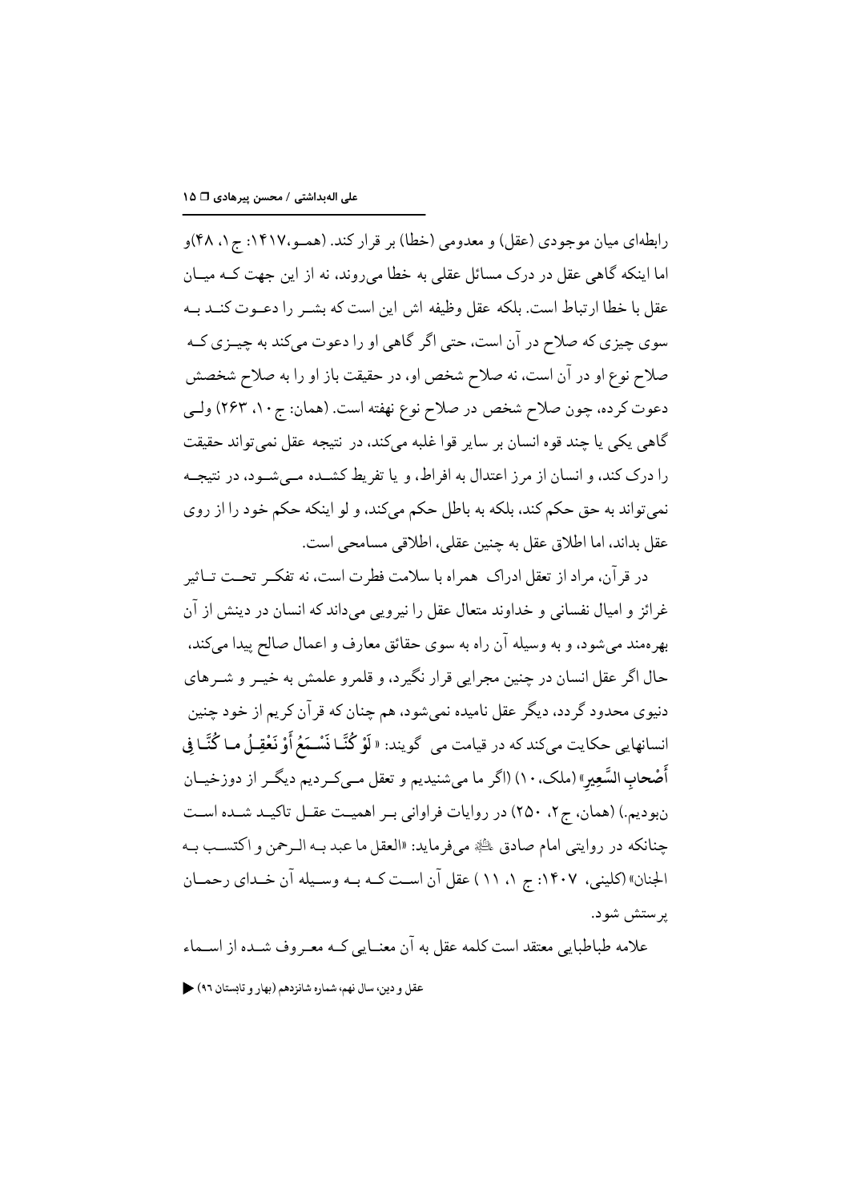رابطه‌ای میان موجودی (عقل) و معدومی (خطا) بر قرار کند. (همـو،۱۴۱۷: ج۱، ۴۸)و اما اینکه گاهی عقل در درک مسائل عقلی به خطا می‌روند، نه از این جهت کـه میـان عقل با خطا ارتباط است. بلکه عقل وظیفه اش این است که بشـر را دعـوت کنـد بـه سوی چیزی که صلاح در آن است، حتی اگر گاهی او را دعوت می‌کند به چیـزی کـه صلاح نوع او در آن است، نه صلاح شخص او، در حقیقت باز او را به صلاح شخصش دعوت کرده، چون صلاح شخص در صلاح نوع نهفته است. (همان: ج۱۰، ۲۶۳) ولـی گاهی یکی یا چند قوه انسان بر سایر قوا غلبه می‌کند، در نتیجه عقل نمی‌تواند حقیقت را درک کند، و انسان از مرز اعتدال به افراط، و یا تفریط کشـده مـی‌شـود، در نتیجـه نمی‌تواند به حق حکم کند، بلکه به باطل حکم می‌کند، و لو اینکه حکم خود را از روی عقل بداند، اما اطلاق عقل به چنین عقلی، اطلاقی مسامحی است.

در قرآن، مراد از تعقل ادراک همراه با سلامت فطرت است، نه تفکـر تحـت تـاثیر غرائز و امیال نفسانی و خداوند متعال عقل را نیرویی می‌داند که انسان در دینش از آن بهره‌مند می‌شود، و به وسیله آن راه به سوی حقائق معارف و اعمال صالح پیدا می‌کند، حال اگر عقل انسان در چنین مجرایی قرار نگیرد، و قلمرو علمش به خیـر و شـرهای دنیوی محدود گردد، دیگر عقل نامیده نمی‌شود، هم چنان که قرآن کریم از خود چنین انسانهایی حکایت می‌کند که در قیامت می گویند: «**لَوْ كُنَّا نَسْمَعُ أَوْ نَعْقِلُ ما كُنَّا فِي أَصْحابِ السَّعِيرِ**» (ملک، ۱۰) (اگر ما می‌شنیدیم و تعقل مـی‌کـردیم دیگـر از دوزخیـان نبودیم.) (همان، ج۲، ۲۵۰) در روایات فراوانی بـر اهمیـت عقـل تاکیـد شـده اسـت چنانکه در روایتی امام صادق ﷺ می‌فرماید: «العقل ما عبد بـه الـرحمن و اکتسـب بـه الجنان» (کلینی، ۱۴۰۷: ج ۱، ۱۱) عقل آن اسـت کـه بـه وسـیله آن خـدای رحمـان پرستش شود.

علامه طباطبایی معتقد است کلمه عقل به آن معنـایی کـه معـروف شـده از اسـماء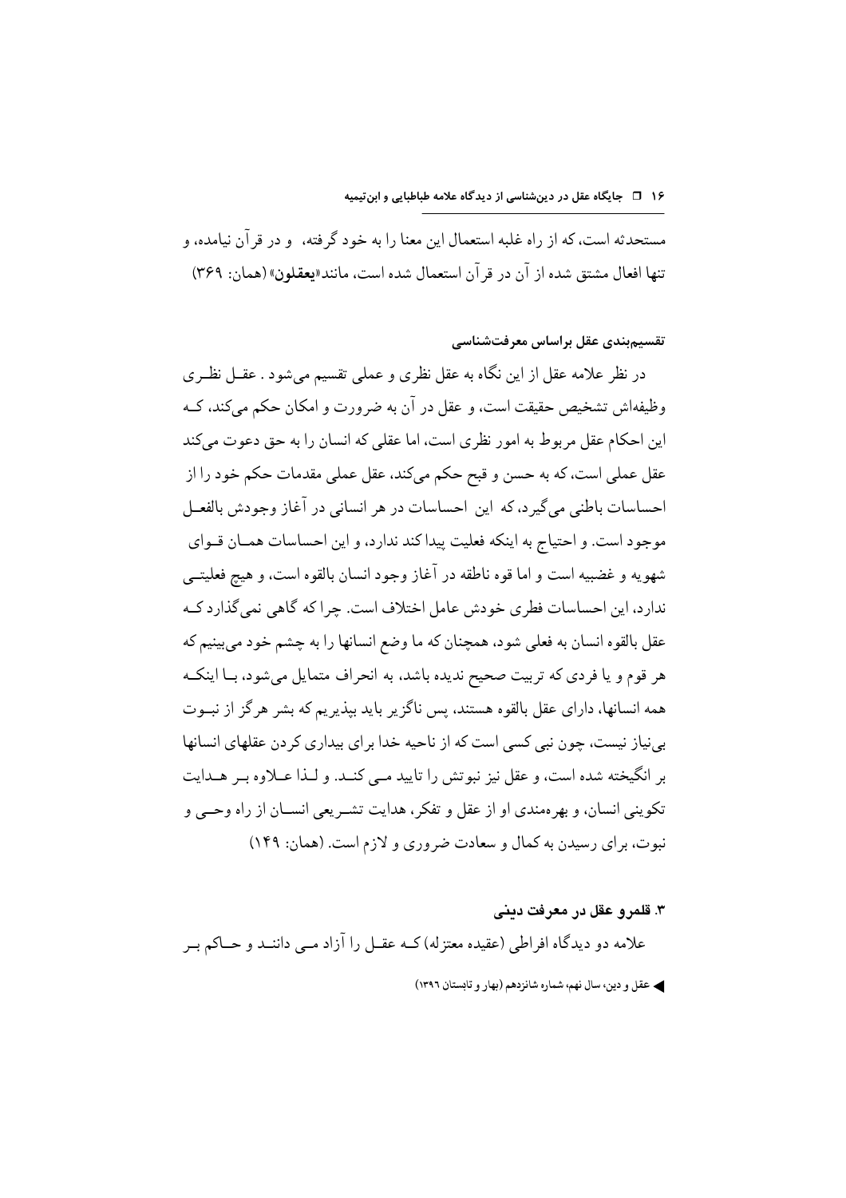مستحدثه است، که از راه غلبه استعمال این معنا را به خود گرفته، و در قرآن نیامده، و تنها افعال مشتق شده از آن در قرآن استعمال شده است، مانند«**یعقلون**» (همان: ۳۶۹)

#### تقسیم‌بندی عقل براساس معرفت‌شناسی

در نظر علامه عقل از این نگاه به عقل نظری و عملی تقسیم می‌شود . عقـل نظـری وظیفه‌اش تشخیص حقیقت است، و عقل در آن به ضرورت و امکان حکم می‌کند، کـه این احکام عقل مربوط به امور نظری است، اما عقلی که انسان را به حق دعوت می‌کند عقل عملی است، که به حسن و قبح حکم می‌کند، عقل عملی مقدمات حکم خود را از احساسات باطنی می‌گیرد، که این احساسات در هر انسانی در آغاز وجودش بالفعـل موجود است. و احتیاج به اینکه فعلیت پیدا کند ندارد، و این احساسات همـان قـوای شهویه و غضبیه است و اما قوه ناطقه در آغاز وجود انسان بالقوه است، و هیچ فعلیتـی ندارد، این احساسات فطری خودش عامل اختلاف است. چرا که گاهی نمی‌گذارد کـه عقل بالقوه انسان به فعلی شود، همچنان که ما وضع انسانها را به چشم خود می‌بینیم که هر قوم و یا فردی که تربیت صحیح ندیده باشد، به انحراف متمایل می‌شود، بـا اینکـه همه انسانها، دارای عقل بالقوه هستند، پس ناگزیر باید بپذیریم که بشر هرگز از نبـوت بی‌نیاز نیست، چون نبی کسی است که از ناحیه خدا برای بیداری کردن عقلهای انسانها بر انگیخته شده است، و عقل نیز نبوتش را تایید مـی کنـد. و لـذا عـلاوه بـر هـدایت تکوینی انسان، و بهره‌مندی او از عقل و تفکر، هدایت تشـریعی انسـان از راه وحـی و نبوت، برای رسیدن به کمال و سعادت ضروری و لازم است. (همان: ۱۴۹)

### ۳. قلمرو عقل در معرفت دینی

علامه دو دیدگاه افراطی (عقیده معتزله) کـه عقـل را آزاد مـی داننـد و حـاکم بـر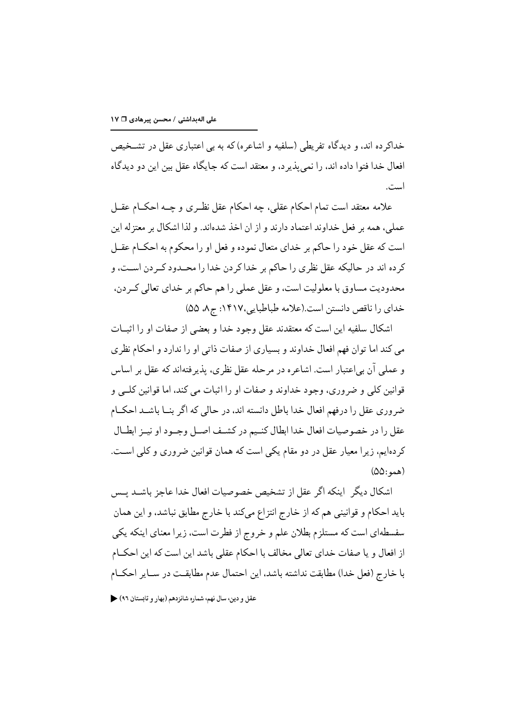خداکرده اند، و دیدگاه تفریطی (سلفیه و اشاعره) که به بی اعتباری عقل در تشخیص افعال خدا فتوا داده اند، را نمی‌پذیرد، و معتقد است که جایگاه عقل بین این دو دیدگاه است.

علامه معتقد است تمام احکام عقلی، چه احکام عقل نظری و چه احکام عقل عملی، همه بر فعل خداوند اعتماد دارند و از ان اخذ شده‌اند. و لذا اشکال بر معتزله این است که عقل خود را حاکم بر خدای متعال نموده و فعل او را محکوم به احکام عقل کرده اند در حالیکه عقل نظری را حاکم بر خدا کردن خدا را محدود کردن است، و محدودیت مساوق با معلولیت است، و عقل عملی را هم حاکم بر خدای تعالی کردن، خدای را ناقص دانستن است.(علامه طباطبایی،۱۴۱۷: ج۸، ۵۵)

اشکال سلفیه این است که معتقدند عقل وجود خدا و بعضی از صفات او را اثبات می کند اما توان فهم افعال خداوند و بسیاری از صفات ذاتی او را ندارد و احکام نظری و عملی آن بی‌اعتبار است. اشاعره در مرحله عقل نظری، پذیرفته‌اند که عقل بر اساس قوانین کلی و ضروری، وجود خداوند و صفات او را اثبات می کند، اما قوانین کلی و ضروری عقل را درفهم افعال خدا باطل دانسته اند، در حالی که اگر بنا باشد احکام عقل را در خصوصیات افعال خدا ابطال کنیم در کشف اصل وجود او نیز ابطال کرده‌ایم، زیرا معیار عقل در دو مقام یکی است که همان قوانین ضروری و کلی است. (همو:۵۵)

اشکال دیگر اینکه اگر عقل از تشخیص خصوصیات افعال خدا عاجز باشد پس باید احکام و قوانینی هم که از خارج انتزاع می‌کند با خارج مطابق نباشد، و این همان سفسطه‌ای است که مستلزم بطلان علم و خروج از فطرت است، زیرا معنای اینکه یکی از افعال و یا صفات خدای تعالی مخالف با احکام عقلی باشد این است که این احکام با خارج (فعل خدا) مطابقت نداشته باشد، این احتمال عدم مطابقت در سایر احکام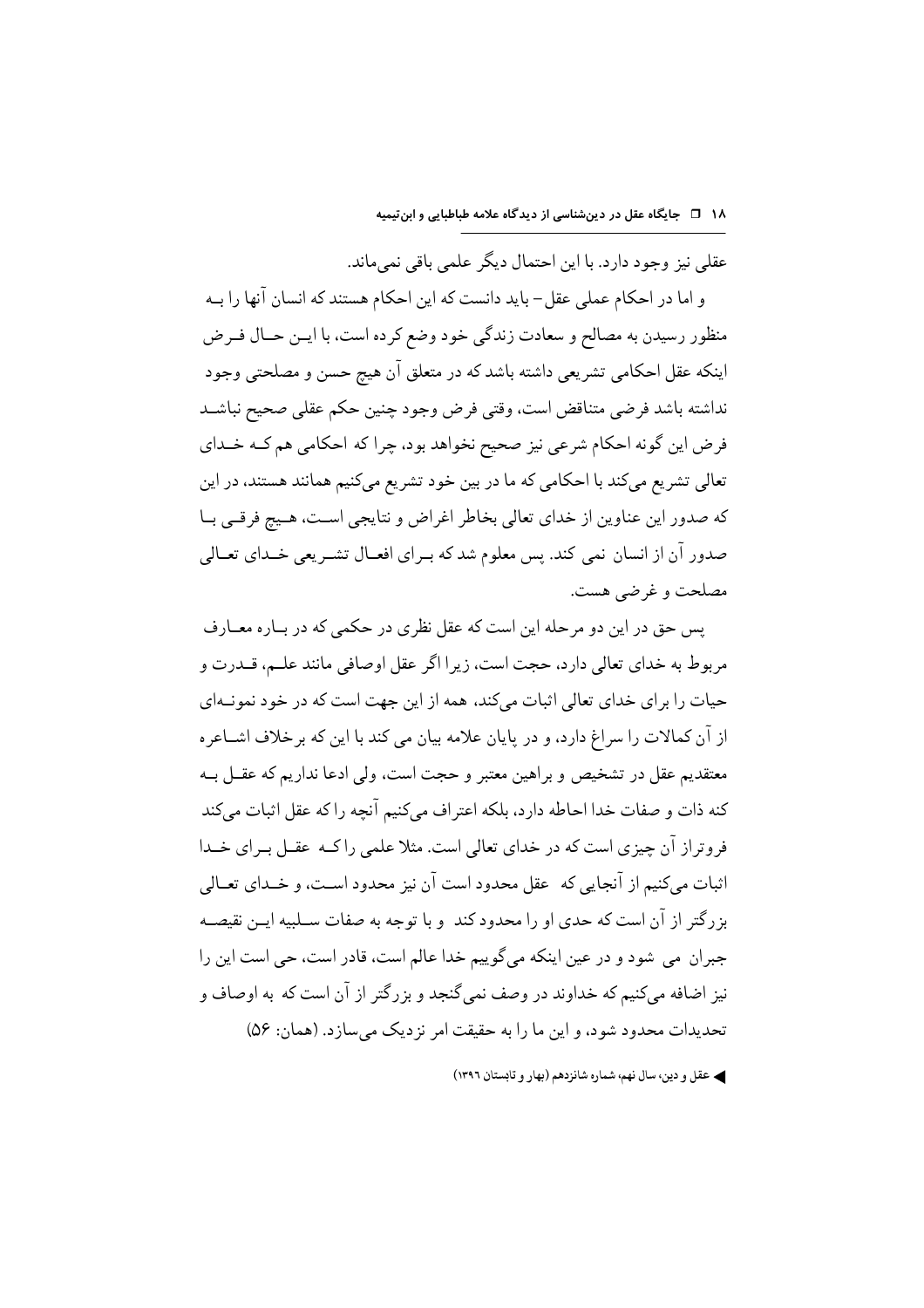عقلی نیز وجود دارد. با این احتمال دیگر علمی باقی نمی‌ماند.

و اما در احکام عملی عقل- باید دانست که این احکام هستند که انسان آنها را بـه منظور رسیدن به مصالح و سعادت زندگی خود وضع کرده است، با ایــن حــال فــرض اینکه عقل احکامی تشریعی داشته باشد که در متعلق آن هیچ حسن و مصلحتی وجود نداشته باشد فرضی متناقض است، وقتی فرض وجود چنین حکم عقلی صحیح نباشـد فرض این گونه احکام شرعی نیز صحیح نخواهد بود، چرا که احکامی هم کــه خــدای تعالی تشریع می‌کند با احکامی که ما در بین خود تشریع می‌کنیم همانند هستند، در این که صدور این عناوین از خدای تعالی بخاطر اغراض و نتایجی اسـت، هــیچ فرقــی بـا صدور آن از انسان نمی کند. پس معلوم شد که بـرای افعـال تشـریعی خـدای تعـالی مصلحت و غرضی هست.

پس حق در این دو مرحله این است که عقل نظری در حکمی که در بـاره معـارف مربوط به خدای تعالی دارد، حجت است، زیرا اگر عقل اوصافی مانند علـم، قـدرت و حیات را برای خدای تعالی اثبات می‌کند، همه از این جهت است که در خود نمونـه‌ای از آن کمالات را سراغ دارد، و در پایان علامه بیان می کند با این که برخلاف اشـاعره معتقدیم عقل در تشخیص و براهین معتبر و حجت است، ولی ادعا نداریم که عقـل بـه کنه ذات و صفات خدا احاطه دارد، بلکه اعتراف می‌کنیم آنچه را که عقل اثبات می‌کند فروتراز آن چیزی است که در خدای تعالی است. مثلا علمی را کـه عقـل بـرای خـدا اثبات می‌کنیم از آنجایی که عقل محدود است آن نیز محدود اسـت، و خـدای تعـالی بزرگتر از آن است که حدی او را محدود کند و با توجه به صفات سـلبیه ایـن نقیصـه جبران می شود و در عین اینکه می‌گوییم خدا عالم است، قادر است، حی است این را نیز اضافه می‌کنیم که خداوند در وصف نمی‌گنجد و بزرگتر از آن است که به اوصاف و تحدیدات محدود شود، و این ما را به حقیقت امر نزدیک می‌سازد. (همان: ۵۶)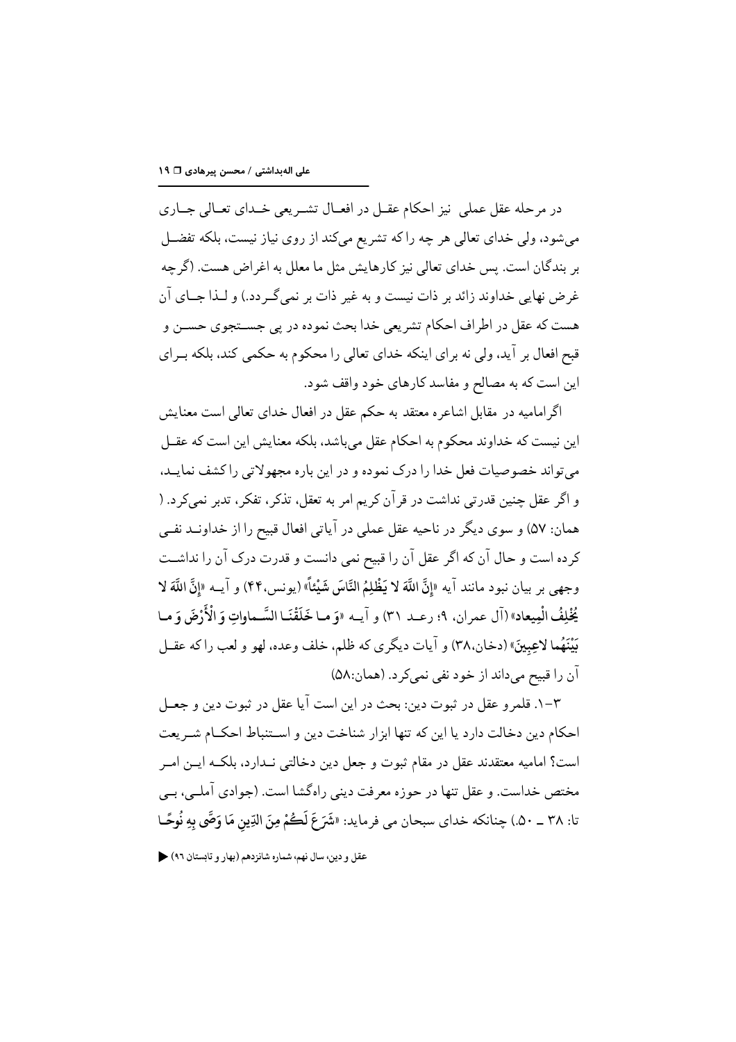در مرحله عقل عملی نیز احکام عقـل در افعـال تشـریعی خـدای تعـالی جـاری می‌شود، ولی خدای تعالی هر چه را که تشریع می‌کند از روی نیاز نیست، بلکه تفضـل بر بندگان است. پس خدای تعالی نیز کارهایش مثل ما معلل به اغراض هست. (گرچه غرض نهایی خداوند زائد بر ذات نیست و به غیر ذات بر نمی‌گـردد.) و لـذا جـای آن هست که عقل در اطراف احکام تشریعی خدا بحث نموده در پی جسـتجوی حسـن و قبح افعال بر آید، ولی نه برای اینکه خدای تعالی را محکوم به حکمی کند، بلکه بـرای این است که به مصالح و مفاسد کارهای خود واقف شود.

اگرامامیه در مقابل اشاعره معتقد به حکم عقل در افعال خدای تعالی است معنایش این نیست که خداوند محکوم به احکام عقل می‌باشد، بلکه معنایش این است که عقـل می‌تواند خصوصیات فعل خدا را درک نموده و در این باره مجهولاتی را کشف نمایـد، و اگر عقل چنین قدرتی نداشت در قرآن کریم امر به تعقل، تذکر، تفکر، تدبر نمی‌کرد. ( همان: ۵۷) و سوی دیگر در ناحیه عقل عملی در آیاتی افعال قبیح را از خداونـد نفـی کرده است و حال آن که اگر عقل آن را قبیح نمی دانست و قدرت درک آن را نداشـت وجهی بر بیان نبود مانند آیه «**إِنَّ اللَّهَ لا یَظْلِمُ النَّاسَ شَیْئاً**» (یونس،۴۴) و آیـه «**إِنَّ اللَّهَ لا یُخْلِفُ الْمِیعاد**» (آل عمران، ۹؛ رعـد ۳۱) و آیـه «**وَ مـا خَلَقْنَـا السَّـماواتِ وَ الْأَرْضَ وَ مـا بَیْنَهُما لاعِبِینَ**» (دخان،۳۸) و آیات دیگری که ظلم، خلف وعده، لهو و لعب را که عقـل آن را قبیح می‌داند از خود نفی نمی‌کرد. (همان:۵۸)

۳-۱. قلمرو عقل در ثبوت دین: بحث در این است آیا عقل در ثبوت دین و جعـل احکام دین دخالت دارد یا این که تنها ابزار شناخت دین و اسـتنباط احکـام شـریعت است؟ امامیه معتقدند عقل در مقام ثبوت و جعل دین دخالتی نـدارد، بلکـه ایـن امـر مختص خداست. و عقل تنها در حوزه معرفت دینی راه‌گشا است. (جوادی آملـی، بـی تا: ۳۸ ـ ۵۰.) چنانکه خدای سبحان می فرماید: «**شَرَعَ لَكُمْ مِنَ الدِّينِ مَا وَصَّى بِهِ نُوحًا**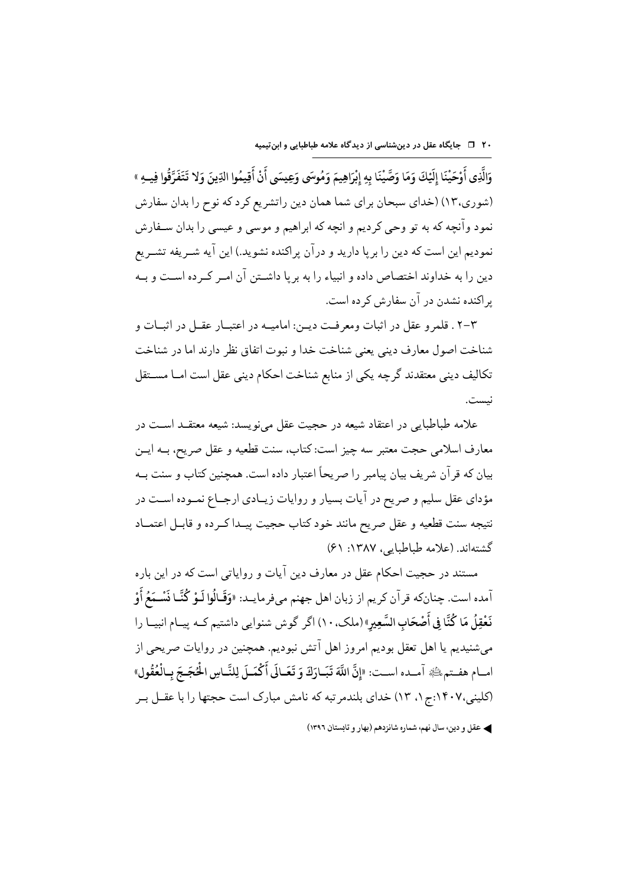وَالَّذِی أَوْحَیْنَا إِلَیْکَ وَمَا وَصَّیْنَا بِهِ إِبْرَاهِیمَ وَمُوسَی وَعِیسَی أَنْ أَقِیمُوا الدِّینَ وَلَا تَتَفَرَّقُوا فِیهِ » (شوری،۱۳) (خدای سبحان برای شما همان دین راتشریع کرد که نوح را بدان سفارش نمود وآنچه که به تو وحی کردیم و انچه که ابراهیم و موسی و عیسی را بدان سفارش نمودیم این است که دین را برپا دارید و درآن پراکنده نشوید.) این آیه شریفه تشریع دین را به خداوند اختصاص داده و انبیاء را به برپا داشتن آن امر کرده است و به پراکنده نشدن در آن سفارش کرده است.

۳-۲ . قلمرو عقل در اثبات ومعرفت دین: امامیه در اعتبار عقل در اثبات و شناخت اصول معارف دینی یعنی شناخت خدا و نبوت اتفاق نظر دارند اما در شناخت تکالیف دینی معتقدند گرچه یکی از منابع شناخت احکام دینی عقل است اما مستقل نیست.

علامه طباطبایی در اعتقاد شیعه در حجیت عقل می‌نویسد: شیعه معتقد است در معارف اسلامی حجت معتبر سه چیز است: کتاب، سنت قطعیه و عقل صریح، به این بیان که قرآن شریف بیان پیامبر را صریحاً اعتبار داده است. همچنین کتاب و سنت به مؤدای عقل سلیم و صریح در آیات بسیار و روایات زیادی ارجاع نموده است در نتیجه سنت قطعیه و عقل صریح مانند خود کتاب حجیت پیدا کرده و قابل اعتماد گشته‌اند. (علامه طباطبایی، ۱۳۸۷: ۶۱)

مستند در حجیت احکام عقل در معارف دین آیات و روایاتی است که در این باره آمده است. چنانکه قرآن کریم از زبان اهل جهنم می‌فرماید: «**وَقَالُوا لَوْ کُنَّا نَسْمَعُ أَوْ نَعْقِلُ مَا کُنَّا فِی أَصْحَابِ السَّعِیرِ**»(ملک،۱۰) اگر گوش شنوایی داشتیم که پیام انبیا را می‌شنیدیم یا اهل تعقل بودیم امروز اهل آتش نبودیم. همچنین در روایات صریحی از امام هفتم علیه السلام آمده است: «**إِنَّ اللَّهَ تَبَارَکَ وَ تَعَالَی أَکْمَلَ لِلنَّاسِ الْحُجَجَ بِالْعُقُولِ**» (کلینی،۱۴۰۷:ج۱، ۱۳) خدای بلندمرتبه که نامش مبارک است حجتها را با عقل بر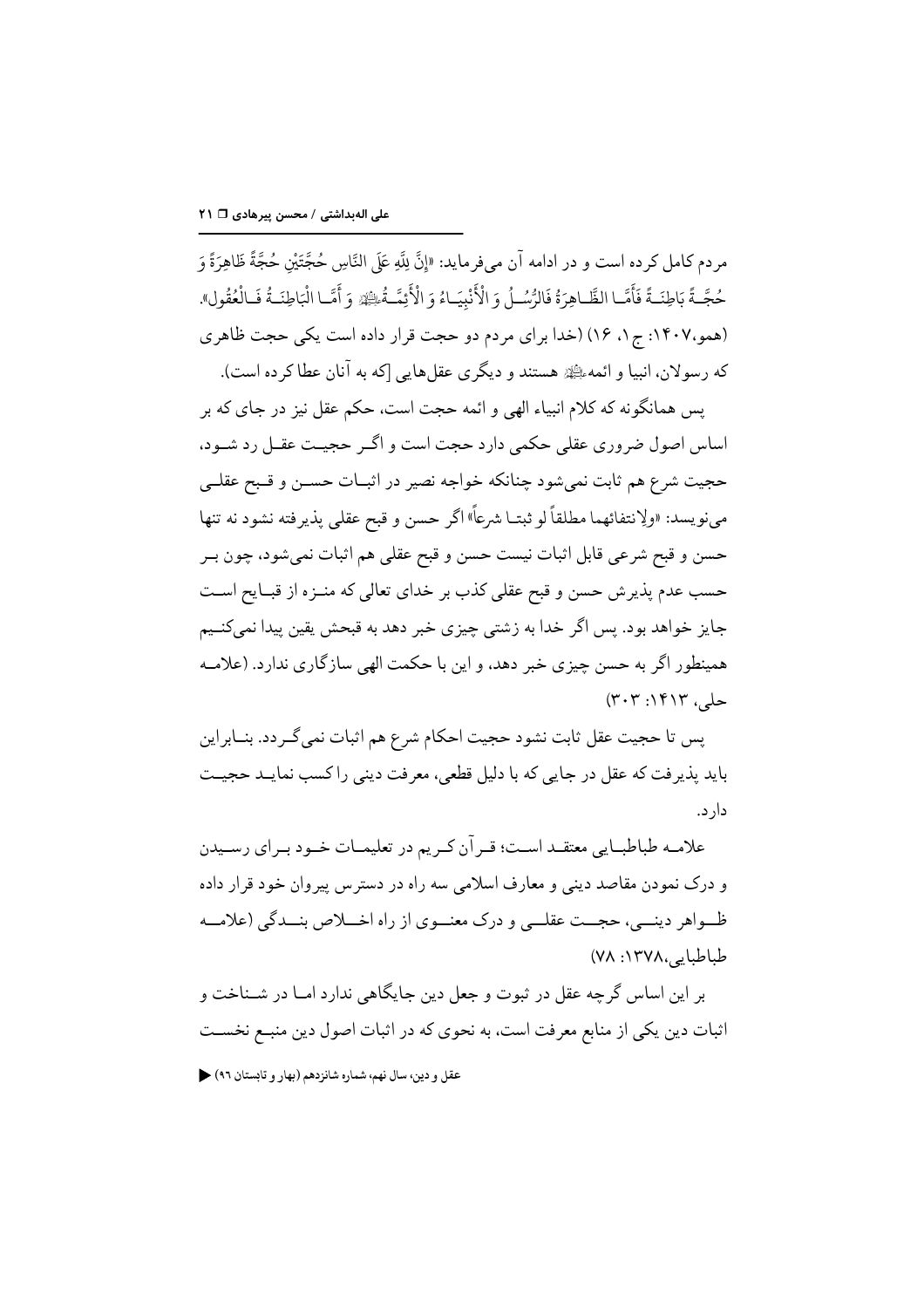مردم کامل کرده است و در ادامه آن می‌فرماید: «إِنَّ لِلَّهِ عَلَى النَّاسِ حُجَّتَيْنِ حُجَّةً ظَاهِرَةً وَ حُجَّةً بَاطِنَةً فَأَمَّا الظَّاهِرَةُ فَالرُّسُلُ وَ الْأَنْبِيَاءُ وَ الْأَئِمَّةُ علیهم السلام وَ أَمَّا الْبَاطِنَةُ فَالْعُقُول». (همو،۱۴۰۷: ج۱، ۱۶) (خدا برای مردم دو حجت قرار داده است یکی حجت ظاهری که رسولان، انبیا و ائمه علیهم السلام هستند و دیگری عقل‌هایی [که به آنان عطا کرده است).

پس همانگونه که کلام انبیاء الهی و ائمه حجت است، حکم عقل نیز در جای که بر اساس اصول ضروری عقلی حکمی دارد حجت است و اگر حجیت عقل رد شود، حجیت شرع هم ثابت نمی‌شود چنانکه خواجه نصیر در اثبات حسن و قبح عقلی می‌نویسد: «ولِانتفائهما مطلقاً لو ثبتا شرعاً» اگر حسن و قبح عقلی پذیرفته نشود نه تنها حسن و قبح شرعی قابل اثبات نیست حسن و قبح عقلی هم اثبات نمی‌شود، چون بر حسب عدم پذیرش حسن و قبح عقلی کذب بر خدای تعالی که منزه از قبایح است جایز خواهد بود. پس اگر خدا به زشتی چیزی خبر دهد به قبحش یقین پیدا نمی‌کنیم همینطور اگر به حسن چیزی خبر دهد، و این با حکمت الهی سازگاری ندارد. (علامه حلی، ۱۴۱۳: ۳۰۳)

پس تا حجیت عقل ثابت نشود حجیت احکام شرع هم اثبات نمی‌گردد. بنابراین باید پذیرفت که عقل در جایی که با دلیل قطعی، معرفت دینی را کسب نماید حجیت دارد.

علامه طباطبایی معتقد است؛ قرآن کریم در تعلیمات خود برای رسیدن و درک نمودن مقاصد دینی و معارف اسلامی سه راه در دسترس پیروان خود قرار داده ظواهر دینی، حجت عقلی و درک معنوی از راه اخلاص بندگی (علامه طباطبایی،۱۳۷۸: ۷۸)

بر این اساس گرچه عقل در ثبوت و جعل دین جایگاهی ندارد اما در شناخت و اثبات دین یکی از منابع معرفت است، به نحوی که در اثبات اصول دین منبع نخست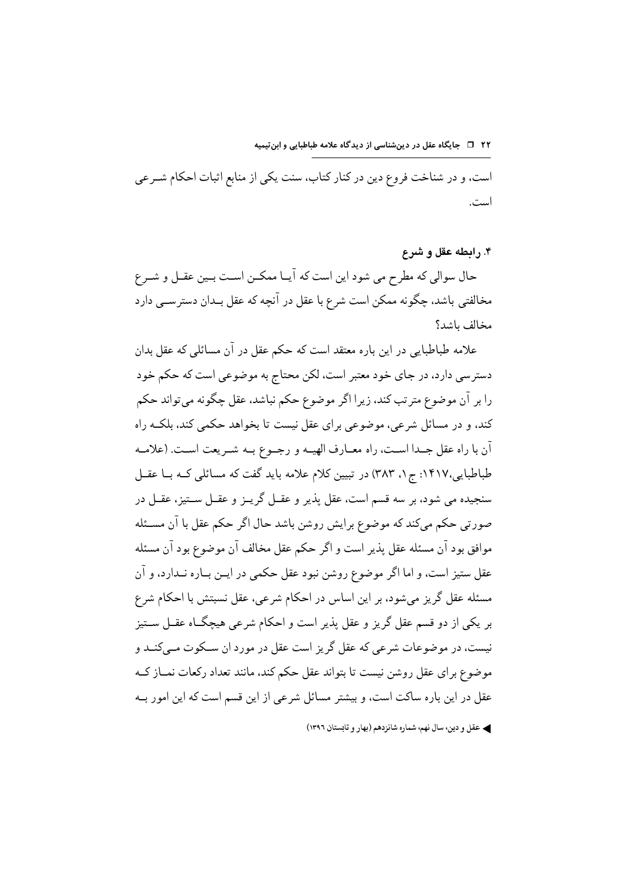است، و در شناخت فروع دین در کنار کتاب، سنت یکی از منابع اثبات احکام شـرعی است.

### ۴. رابطه عقل و شرع

حال سوالی که مطرح می شود این است که آیـا ممکـن اسـت بـین عقـل و شـرع مخالفتی باشد، چگونه ممکن است شرع با عقل در آنچه که عقل بـدان دسترسـی دارد مخالف باشد؟

علامه طباطبایی در این باره معتقد است که حکم عقل در آن مسائلی که عقل بدان دسترسی دارد، در جای خود معتبر است، لکن محتاج به موضوعی است که حکم خود را بر آن موضوع مترتب کند، زیرا اگر موضوع حکم نباشد، عقل چگونه می‌تواند حکم کند، و در مسائل شرعی، موضوعی برای عقل نیست تا بخواهد حکمی کند، بلکـه راه آن با راه عقل جـدا اسـت، راه معـارف الهیـه و رجـوع بـه شـریعت اسـت. (علامـه طباطبایی،۱۴۱۷: ج۱، ۳۸۳) در تبیین کلام علامه باید گفت که مسائلی کـه بـا عقـل سنجیده می شود، بر سه قسم است، عقل پذیر و عقـل گریـز و عقـل سـتیز، عقـل در صورتی حکم می‌کند که موضوع برایش روشن باشد حال اگر حکم عقل با آن مسـئله موافق بود آن مسئله عقل پذیر است و اگر حکم عقل مخالف آن موضوع بود آن مسئله عقل ستیز است، و اما اگر موضوع روشن نبود عقل حکمی در ایـن بـاره نـدارد، و آن مسئله عقل گریز می‌شود، بر این اساس در احکام شرعی، عقل نسبتش با احکام شرع بر یکی از دو قسم عقل گریز و عقل پذیر است و احکام شرعی هیچگـاه عقـل سـتیز نیست، در موضوعات شرعی که عقل گریز است عقل در مورد ان سـکوت مـی‌کنـد و موضوع برای عقل روشن نیست تا بتواند عقل حکم کند، مانند تعداد رکعات نمـاز کـه عقل در این باره ساکت است، و بیشتر مسائل شرعی از این قسم است که این امور بـه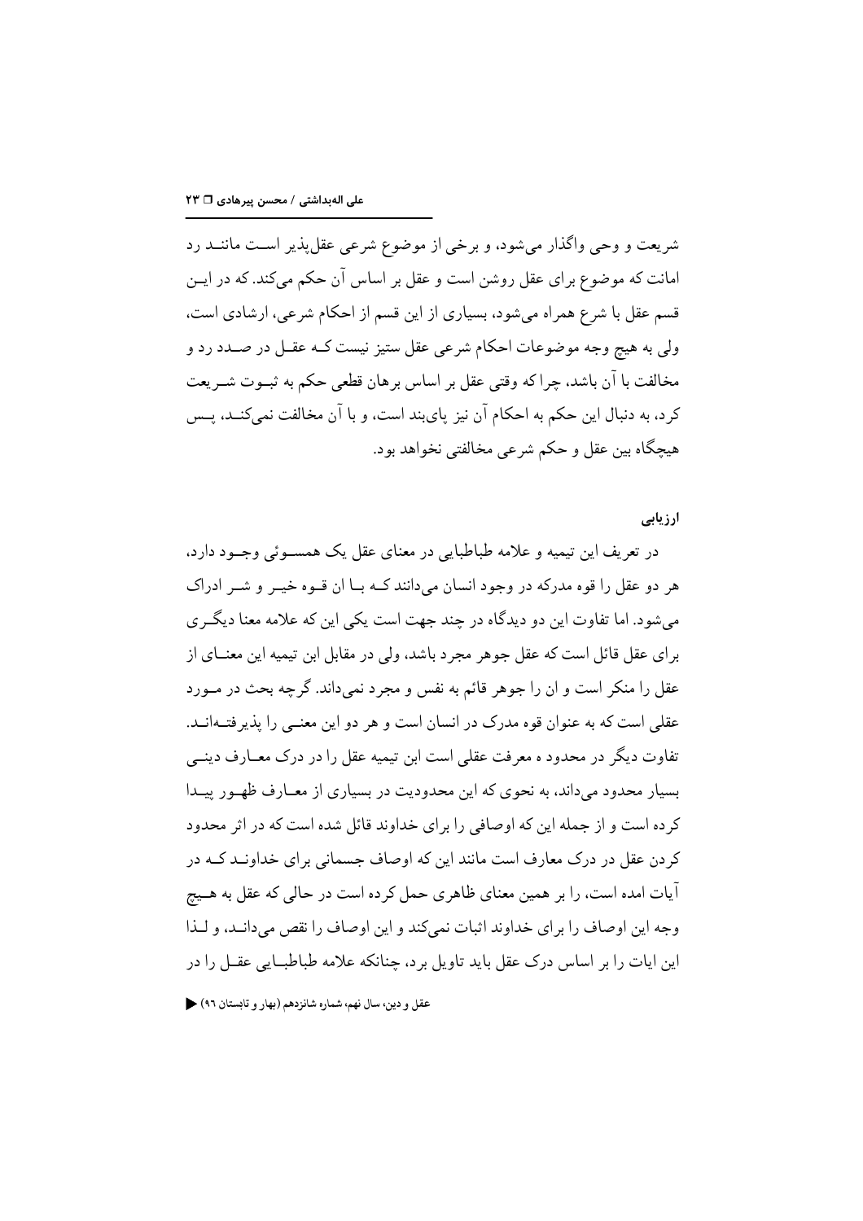شریعت و وحی واگذار می‌شود، و برخی از موضوع شرعی عقل‌پذیر است مانند رد امانت که موضوع برای عقل روشن است و عقل بر اساس آن حکم می‌کند. که در این قسم عقل با شرع همراه می‌شود، بسیاری از این قسم از احکام شرعی، ارشادی است، ولی به هیچ وجه موضوعات احکام شرعی عقل ستیز نیست کـه عقـل در صـدد رد و مخالفت با آن باشد، چرا که وقتی عقل بر اساس برهان قطعی حکم به ثبـوت شـریعت کرد، به دنبال این حکم به احکام آن نیز پای‌بند است، و با آن مخالفت نمی‌کنـد، پـس هیچگاه بین عقل و حکم شرعی مخالفتی نخواهد بود.

**ارزیابی**

در تعریف ابن تیمیه و علامه طباطبایی در معنای عقل یک همسـوئی وجـود دارد، هر دو عقل را قوه مدرکه در وجود انسان می‌دانند کـه بـا ان قـوه خیـر و شـر ادراک می‌شود. اما تفاوت این دو دیدگاه در چند جهت است یکی این که علامه معنا دیگـری برای عقل قائل است که عقل جوهر مجرد باشد، ولی در مقابل ابن تیمیه این معنـای از عقل را منکر است و ان را جوهر قائم به نفس و مجرد نمی‌داند. گرچه بحث در مـورد عقلی است که به عنوان قوه مدرک در انسان است و هر دو این معنـی را پذیرفتـه‌انـد. تفاوت دیگر در محدود ه معرفت عقلی است ابن تیمیه عقل را در درک معـارف دینـی بسیار محدود می‌داند، به نحوی که این محدودیت در بسیاری از معـارف ظهـور پیـدا کرده است و از جمله این که اوصافی را برای خداوند قائل شده است که در اثر محدود کردن عقل در درک معارف است مانند این که اوصاف جسمانی برای خداونـد کـه در آیات امده است، را بر همین معنای ظاهری حمل کرده است در حالی که عقل به هـیچ وجه این اوصاف را برای خداوند اثبات نمی‌کند و این اوصاف را نقص می‌دانـد، و لـذا این ایات را بر اساس درک عقل باید تاویل برد، چنانکه علامه طباطبـایی عقـل را در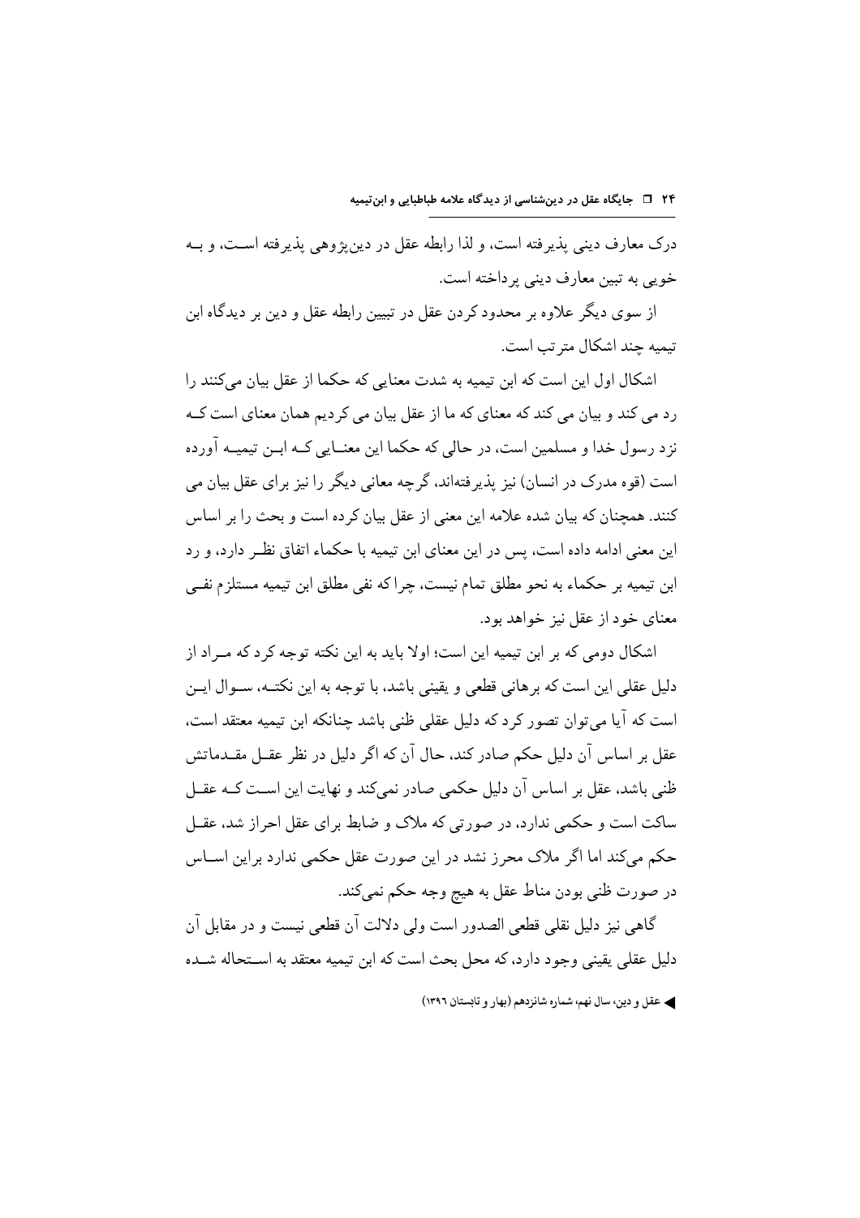درک معارف دینی پذیرفته است، و لذا رابطه عقل در دین‌پژوهی پذیرفته است، و به خوبی به تبین معارف دینی پرداخته است.

از سوی دیگر علاوه بر محدود کردن عقل در تبیین رابطه عقل و دین بر دیدگاه ابن تیمیه چند اشکال مترتب است.

اشکال اول این است که ابن تیمیه به شدت معنایی که حکما از عقل بیان می‌کنند را رد می کند و بیان می کند که معنای که ما از عقل بیان می کردیم همان معنای است که نزد رسول خدا و مسلمین است، در حالی که حکما این معنایی که ابن تیمیه آورده است (قوه مدرک در انسان) نیز پذیرفته‌اند، گرچه معانی دیگر را نیز برای عقل بیان می کنند. همچنان که بیان شده علامه این معنی از عقل بیان کرده است و بحث را بر اساس این معنی ادامه داده است، پس در این معنای ابن تیمیه با حکماء اتفاق نظر دارد، و رد ابن تیمیه بر حکماء به نحو مطلق تمام نیست، چرا که نفی مطلق ابن تیمیه مستلزم نفی معنای خود از عقل نیز خواهد بود.

اشکال دومی که بر ابن تیمیه این است؛ اولا باید به این نکته توجه کرد که مراد از دلیل عقلی این است که برهانی قطعی و یقینی باشد، با توجه به این نکته، سوال این است که آیا می‌توان تصور کرد که دلیل عقلی ظنی باشد چنانکه ابن تیمیه معتقد است، عقل بر اساس آن دلیل حکم صادر کند، حال آن که اگر دلیل در نظر عقل مقدماتش ظنی باشد، عقل بر اساس آن دلیل حکمی صادر نمی‌کند و نهایت این است که عقل ساکت است و حکمی ندارد، در صورتی که ملاک و ضابط برای عقل احراز شد، عقل حکم می‌کند اما اگر ملاک محرز نشد در این صورت عقل حکمی ندارد براین اساس در صورت ظنی بودن مناط عقل به هیچ وجه حکم نمی‌کند.

گاهی نیز دلیل نقلی قطعی الصدور است ولی دلالت آن قطعی نیست و در مقابل آن دلیل عقلی یقینی وجود دارد، که محل بحث است که ابن تیمیه معتقد به استحاله شده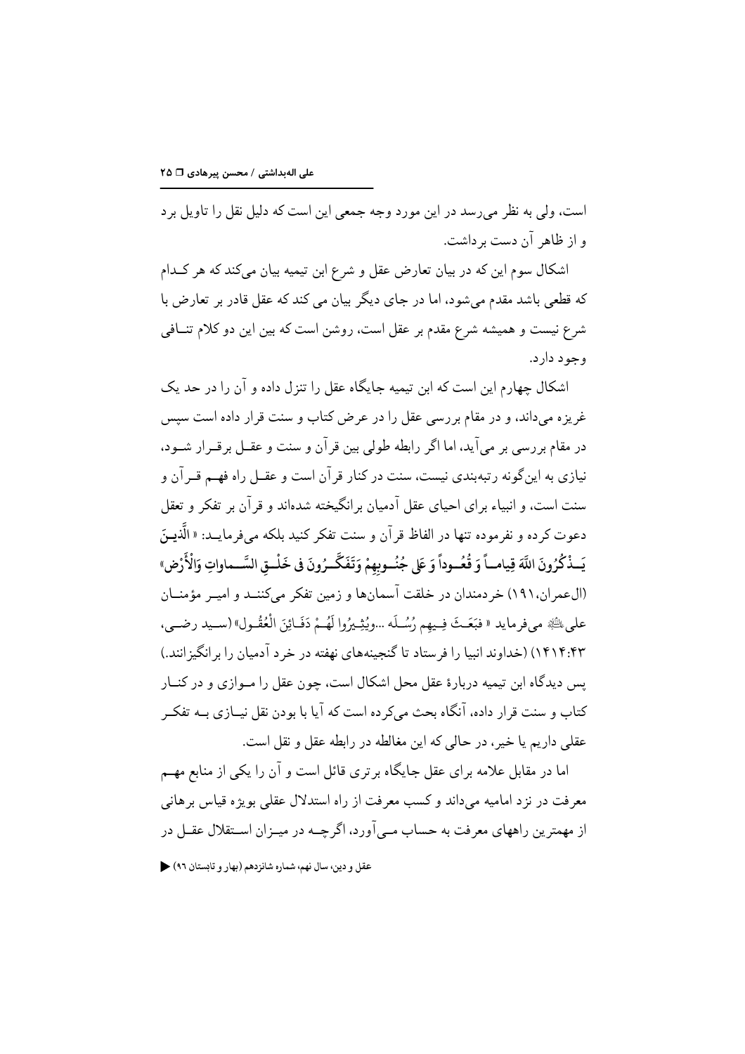است، ولی به نظر می‌رسد در این مورد وجه جمعی این است که دلیل نقل را تاویل برد و از ظاهر آن دست برداشت.

اشکال سوم این که در بیان تعارض عقل و شرع ابن تیمیه بیان می‌کند که هر کدام که قطعی باشد مقدم می‌شود، اما در جای دیگر بیان می کند که عقل قادر بر تعارض با شرع نیست و همیشه شرع مقدم بر عقل است، روشن است که بین این دو کلام تنافی وجود دارد.

اشکال چهارم این است که ابن تیمیه جایگاه عقل را تنزل داده و آن را در حد یک غریزه می‌داند، و در مقام بررسی عقل را در عرض کتاب و سنت قرار داده است سپس در مقام بررسی بر می‌آید، اما اگر رابطه طولی بین قرآن و سنت و عقل برقرار شود، نیازی به این‌گونه رتبه‌بندی نیست، سنت در کنار قرآن است و عقل راه فهم قرآن و سنت است، و انبیاء برای احیای عقل آدمیان برانگیخته شده‌اند و قرآن بر تفکر و تعقل دعوت کرده و نفرموده تنها در الفاظ قرآن و سنت تفکر کنید بلکه می‌فرماید: «**الَّذِينَ يَذْكُرُونَ اللَّهَ قِياماً وَ قُعُوداً وَ عَلى جُنُوبِهِمْ وَيَتَفَكَّرُونَ فِي خَلْقِ السَّماواتِ وَالْأَرْض**» (آل‌عمران،۱۹۱) خردمندان در خلقت آسمان‌ها و زمین تفکر می‌کنند و امیر مؤمنان علی﷣ می‌فرماید «فَبَعَثَ فِيهِم رُسُلَه ...وَيُثِيرُوا لَهُمْ دَفَائِنَ الْعُقُول» (سید رضی، ۱۴۱۴:۴۳) (خداوند انبیا را فرستاد تا گنجینه‌های نهفته در خرد آدمیان را برانگیزانند.) پس دیدگاه ابن تیمیه دربارهٔ عقل محل اشکال است، چون عقل را موازی و در کنار کتاب و سنت قرار داده، آنگاه بحث می‌کرده است که آیا با بودن نقل نیازی به تفکر عقلی داریم یا خیر، در حالی که این مغالطه در رابطه عقل و نقل است.

اما در مقابل علامه برای عقل جایگاه برتری قائل است و آن را یکی از منابع مهم معرفت در نزد امامیه می‌داند و کسب معرفت از راه استدلال عقلی بویژه قیاس برهانی از مهمترین راههای معرفت به حساب می‌آورد، اگرچه در میزان استقلال عقل در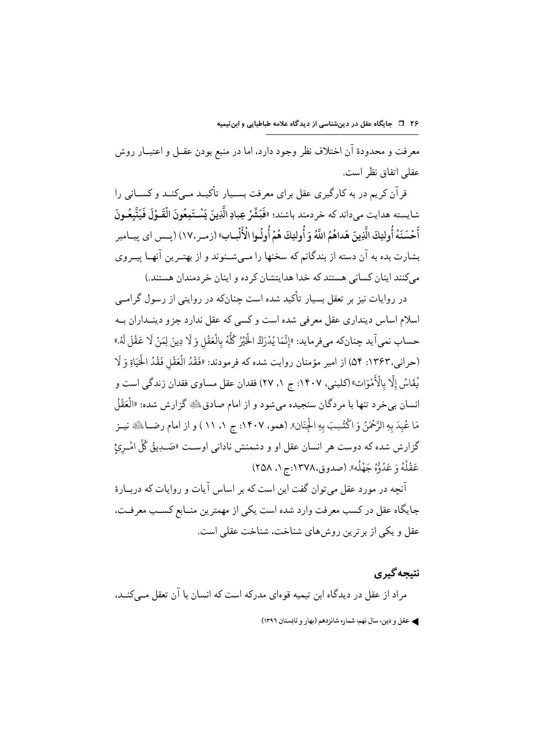معرفت و محدودهٔ آن اختلاف نظر وجود دارد، اما در منبع بودن عقـل و اعتبـار روش عقلی اتفاق نظر است.

قرآن کریم در به کارگیری عقل برای معرفت بسـیار تأکیـد مـی‌کنـد و کسـانی را شایسته هدایت می‌داند که خردمند باشند؛ «فَبَشِّرْ عِبادِ الَّذِینَ یَسْـتَمِعُونَ الْقَـوْلَ فَیَتَّبِعُـونَ أَحْسَنَهُ أُولئِکَ الَّذِینَ هَداهُمُ اللَّهُ وَ أُولئِکَ هُمْ أُولُـوا الْأَلْبـاب» (زمـر،۱۷) (پـس ای پیـامبر بشارت بده به آن دسته از بندگانم که سخنها را مـی‌شـنوند و از بهتـرین آنهـا پیـروی می‌کنند اینان کسانی هستند که خدا هدایتشان کرده و اینان خردمندان هستند.)

در روایات نیز بر تعقل بسیار تأکید شده است چنان‌که در روایتی از رسول گرامـی اسلام اساس دینداری عقل معرفی شده است و کسی که عقل ندارد جزو دینـداران بـه حساب نمی‌آید چنان‌که می‌فرماید: «إِنَّمَا یُدْرَکُ الْخَیْرُ کُلُّهُ بِالْعَقْلِ وَ لَا دِینَ لِمَنْ لَا عَقْلَ لَهُ.» (حرانی،۱۳۶۳: ۵۴) از امیر مؤمنان روایت شده که فرمودند: «فَقْدُ الْعَقْلِ فَقْدُ الْحَیَاةِ وَ لَا یُقَاسُ إِلَّا بِالْأَمْوَات» (کلینی، ۱۴۰۷: ج ۱، ۲۷) فقدان عقل مساوی فقدان زندگی است و انسان بی‌خرد تنها با مردگان سنجیده می‌شود و از امام صادق علیه السلام گزارش شده: «الْعَقْلُ مَا عُبِدَ بِهِ الرَّحْمَنُ وَ اکْتُسِبَ بِهِ الْجِنَان». (همو، ۱۴۰۷: ج ۱، ۱۱ ) و از امام رضـا علیه السلام نیـز گزارش شده که دوست هر انسان عقل او و دشمنش نادانی اوسـت «صَـدِیقُ کُلِّ امْـرِئٍ عَقْلُهُ وَ عَدُوُّهُ جَهْلُه». (صدوق،۱۳۷۸:ج ۱، ۲۵۸)

آنچه در مورد عقل می‌توان گفت این است که بر اساس آیات و روایات که دربـارهٔ جایگاه عقل در کسب معرفت وارد شده است یکی از مهمترین منـابع کسـب معرفـت، عقل و یکی از برترین روش‌های شناخت، شناخت عقلی است.

## نتیجه‌گیری

مراد از عقل در دیدگاه ابن تیمیه قوه‌ای مدرکه است که انسان با آن تعقل مـی‌کنـد،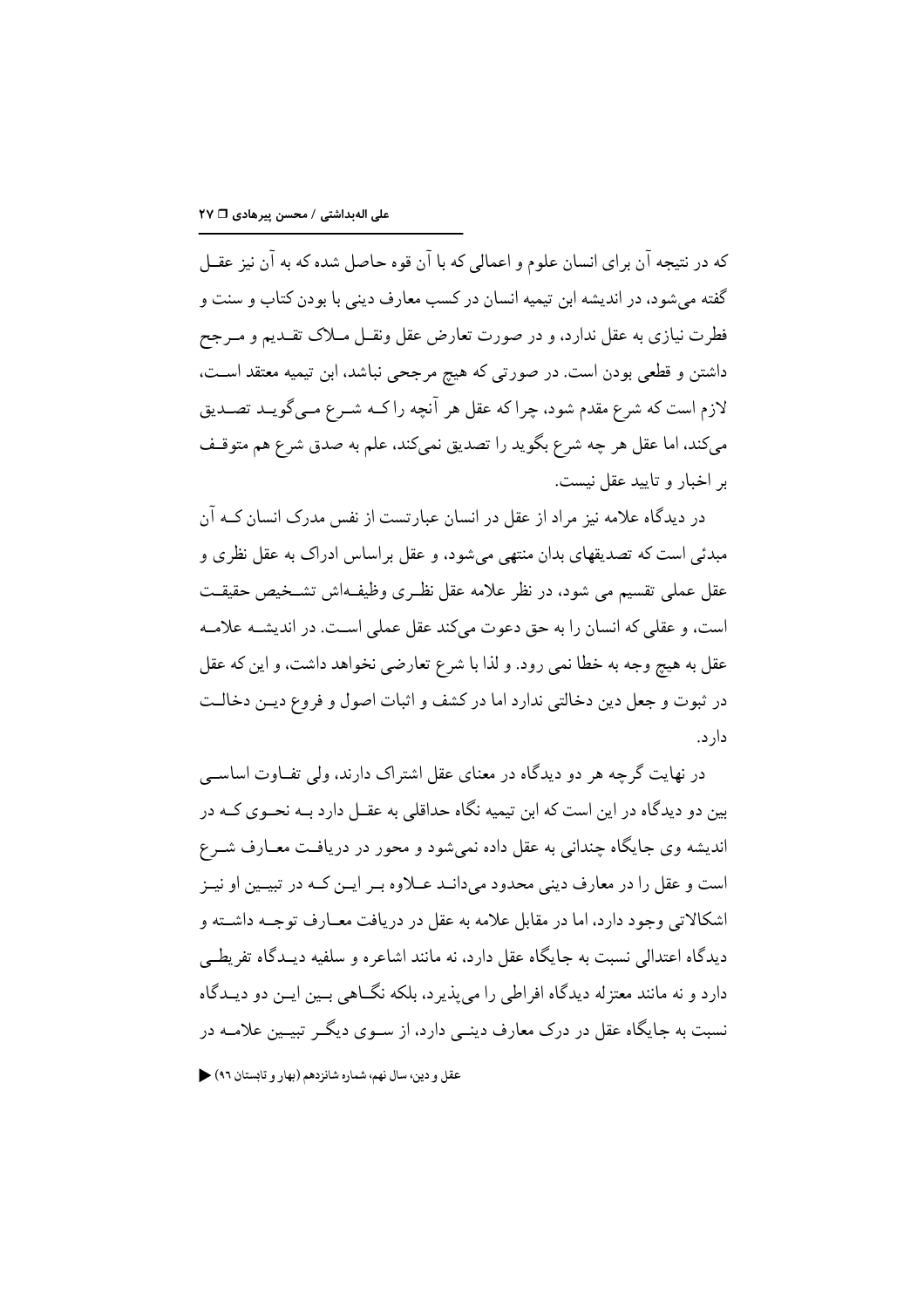که در نتیجه آن برای انسان علوم و اعمالی که با آن قوه حاصل شده که به آن نیز عقل گفته می‌شود، در اندیشه ابن تیمیه انسان در کسب معارف دینی با بودن کتاب و سنت و فطرت نیازی به عقل ندارد، و در صورت تعارض عقل ونقل ملاک تقدیم و مرجح داشتن و قطعی بودن است. در صورتی که هیچ مرجحی نباشد، ابن تیمیه معتقد است، لازم است که شرع مقدم شود، چرا که عقل هر آنچه را که شرع می‌گوید تصدیق می‌کند، اما عقل هر چه شرع بگوید را تصدیق نمی‌کند، علم به صدق شرع هم متوقف بر اخبار و تایید عقل نیست.

در دیدگاه علامه نیز مراد از عقل در انسان عبارتست از نفس مدرک انسان که آن مبدئی است که تصدیقهای بدان منتهی می‌شود، و عقل براساس ادراک به عقل نظری و عقل عملی تقسیم می شود، در نظر علامه عقل نظری وظیفه‌اش تشخیص حقیقت است، و عقلی که انسان را به حق دعوت می‌کند عقل عملی است. در اندیشه علامه عقل به هیچ وجه به خطا نمی رود. و لذا با شرع تعارضی نخواهد داشت، و این که عقل در ثبوت و جعل دین دخالتی ندارد اما در کشف و اثبات اصول و فروع دین دخالت دارد.

در نهایت گرچه هر دو دیدگاه در معنای عقل اشتراک دارند، ولی تفاوت اساسی بین دو دیدگاه در این است که ابن تیمیه نگاه حداقلی به عقل دارد به نحوی که در اندیشه وی جایگاه چندانی به عقل داده نمی‌شود و محور در دریافت معارف شرع است و عقل را در معارف دینی محدود می‌داند علاوه بر این که در تبیین او نیز اشکالاتی وجود دارد، اما در مقابل علامه به عقل در دریافت معارف توجه داشته و دیدگاه اعتدالی نسبت به جایگاه عقل دارد، نه مانند اشاعره و سلفیه دیدگاه تفریطی دارد و نه مانند معتزله دیدگاه افراطی را می‌پذیرد، بلکه نگاهی بین این دو دیدگاه نسبت به جایگاه عقل در درک معارف دینی دارد، از سوی دیگر تبیین علامه در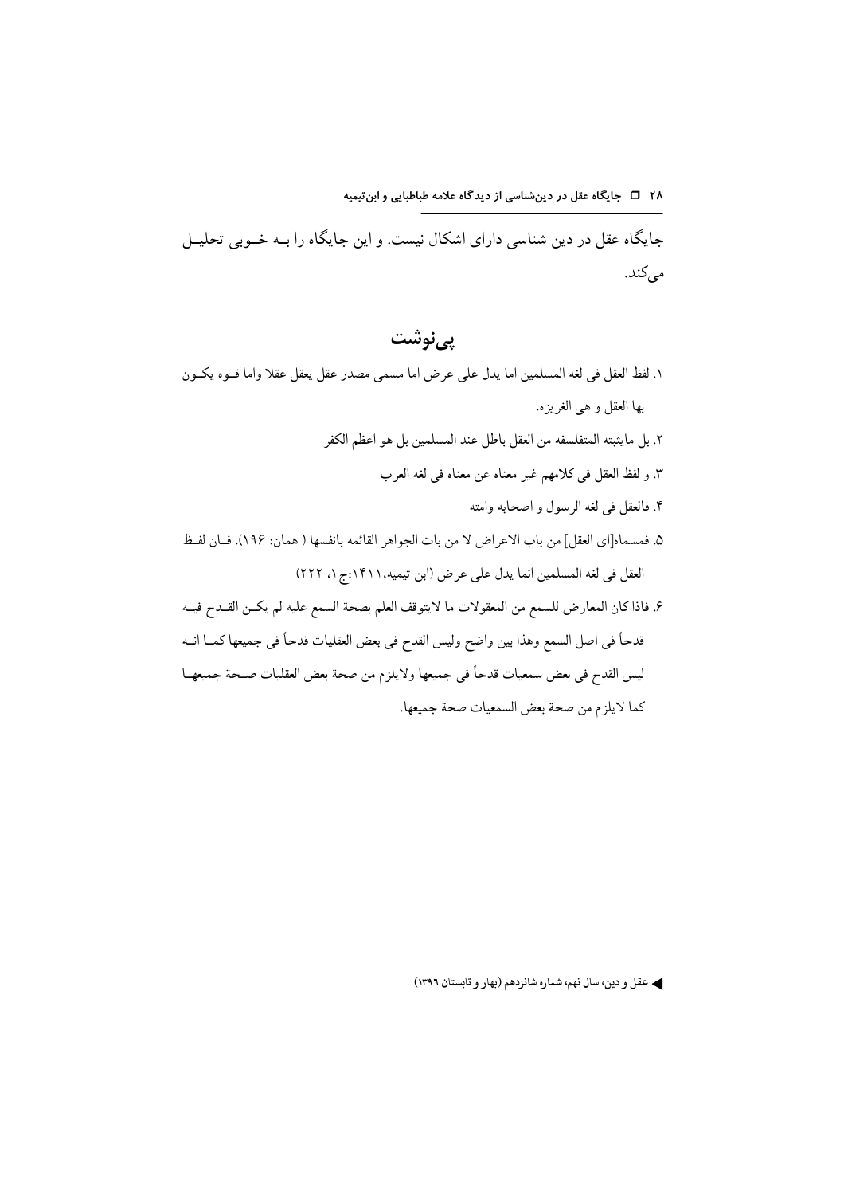جایگاه عقل در دین شناسی دارای اشکال نیست. و این جایگاه را بـه خـوبی تحلیـل می‌کند.

## پی‌نوشت

۱. لفظ العقل فی لغه المسلمین اما یدل علی عرض اما مسمی مصدر عقل یعقل عقلا واما قـوه یکـون بها العقل و هی الغریزه.

۲. بل مایثبته المتفلسفه من العقل باطل عند المسلمین بل هو اعظم الکفر

۳. و لفظ العقل فی کلامهم غیر معناه عن معناه فی لغه العرب

۴. فالعقل فی لغه الرسول و اصحابه وامته

۵. فمسماه[ای العقل] من باب الاعراض لا من بات الجواهر القائمه بانفسها ( همان: ۱۹۶). فـان لفـظ العقل فی لغه المسلمین انما یدل علی عرض (ابن تیمیه، ۱۴۱۱:ج ۱، ۲۲۲)

۶. فاذا کان المعارض للسمع من المعقولات ما لایتوقف العلم بصحة السمع علیه لم یکـن القـدح فیـه قدحاً فی اصل السمع وهذا بین واضح ولیس القدح فی بعض العقلیات قدحاً فی جمیعها کمـا انـه لیس القدح فی بعض سمعیات قدحاً فی جمیعها ولایلزم من صحة بعض العقلیات صـحة جمیعهـا کما لایلزم من صحة بعض السمعیات صحة جمیعها.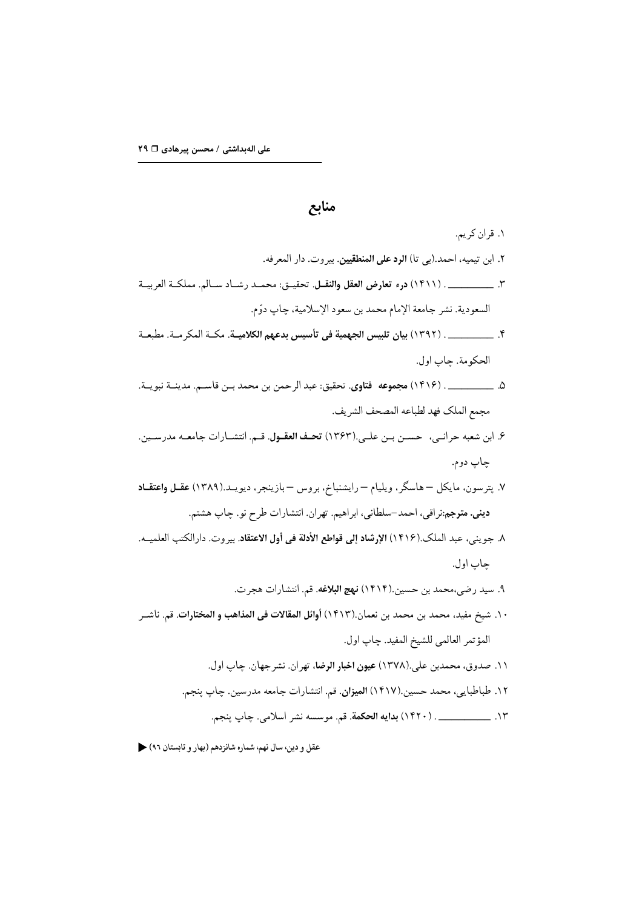## منابع

۱. قران کریم.

۲. ابن تیمیه، احمد.(بی تا) **الرد علی المنطقیین**. بیروت. دار المعرفه.

۳. ــــــــــــ . (۱۴۱۱) **درء تعارض العقل والنقل**. تحقیق: محمد رشاد سالم. مملکة العربیة السعودیة. نشر جامعة الإمام محمد بن سعود الإسلامية، چاپ دوّم.

۴. ــــــــــــ . (۱۳۹۲) **بیان تلبیس الجهمیة فی تأسیس بدعهم الکلامیة**. مکة المکرمة. مطبعة الحکومة. چاپ اول.

۵. ــــــــــــ . (۱۴۱۶) **مجموعه فتاوی**. تحقیق: عبد الرحمن بن محمد بن قاسم. مدینة نبویة. مجمع الملک فهد لطباعه المصحف الشریف.

۶. ابن شعبه حرانی، حسن بن علی.(۱۳۶۳) **تحف العقول**. قم. انتشارات جامعه مدرسین. چاپ دوم.

۷. پترسون، مایکل – هاسگر، ویلیام – رایشنباخ، بروس – بازینجر، دیوید.(۱۳۸۹) **عقل واعتقاد دینی. مترجم**:نراقی، احمد–سلطانی، ابراهیم. تهران. انتشارات طرح نو. چاپ هشتم.

۸. جوینی، عبد الملک.(۱۴۱۶) **الإرشاد إلی قواطع الأدلة فی أول الاعتقاد**. بیروت. دارالکتب العلمیه. چاپ اول.

۹. سید رضی،محمد بن حسین.(۱۴۱۴) **نهج البلاغه**. قم. انتشارات هجرت.

۱۰. شیخ مفید، محمد بن محمد بن نعمان.(۱۴۱۳) **أوائل المقالات فی المذاهب و المختارات**. قم. ناشر المؤتمر العالمی للشیخ المفید. چاپ اول.

۱۱. صدوق، محمدبن علی.(۱۳۷۸) **عیون اخبار الرضا**. تهران. نشرجهان. چاپ اول.

۱۲. طباطبایی، محمد حسین.(۱۴۱۷) **المیزان**. قم. انتشارات جامعه مدرسین. چاپ پنجم.

۱۳. ــــــــــــ . (۱۴۲۰) **بدایه الحکمة**. قم. موسسه نشر اسلامی. چاپ پنجم.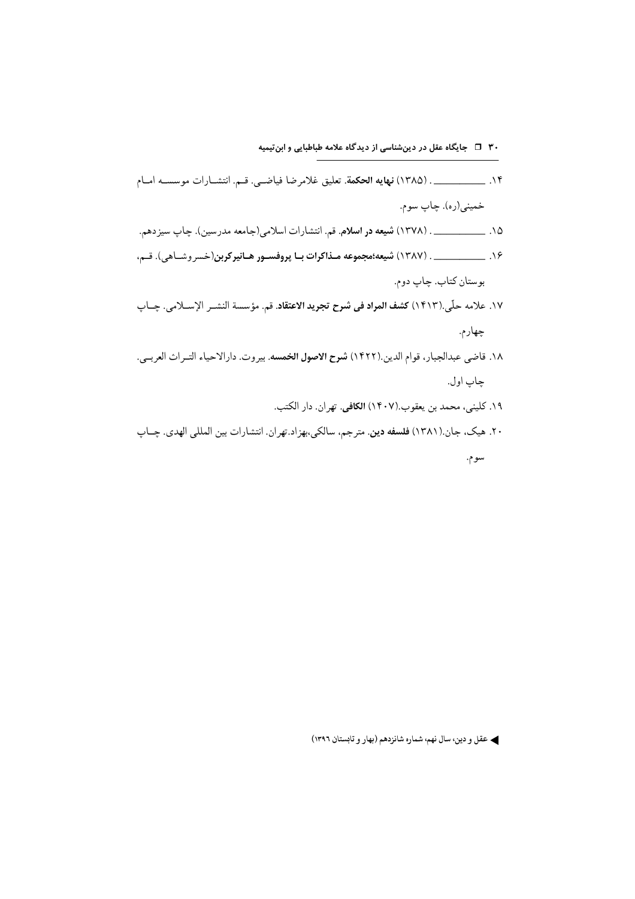۱۴. ______________ . (۱۳۸۵) **نهایه الحکمة**. تعلیق غلامرضا فیاضی. قم. انتشارات موسسه امام خمینی(ره). چاپ سوم.

۱۵. ______________ . (۱۳۷۸) **شیعه در اسلام**. قم. انتشارات اسلامی(جامعه مدرسین). چاپ سیزدهم.

۱۶. ______________ . (۱۳۸۷) **شیعه؛مجموعه مذاکرات با پروفسور هانیرکربن**(خسروشاهی). قم، بوستان کتاب. چاپ دوم.

۱۷. علامه حلّی.(۱۴۱۳) **کشف المراد فی شرح تجرید الاعتقاد**. قم. مؤسسة النشر الإسلامی. چاپ چهارم.

۱۸. قاضی عبدالجبار، قوام الدین.(۱۴۲۲) **شرح الاصول الخمسه**. بیروت. دارالاحیاء التراث العربی. چاپ اول.

۱۹. کلینی، محمد بن یعقوب.(۱۴۰۷) **الکافی**. تهران. دار الکتب.

۲۰. هیک، جان.(۱۳۸۱) **فلسفه دین**. مترجم، سالکی،بهزاد.تهران. انتشارات بین المللی الهدی. چاپ سوم.